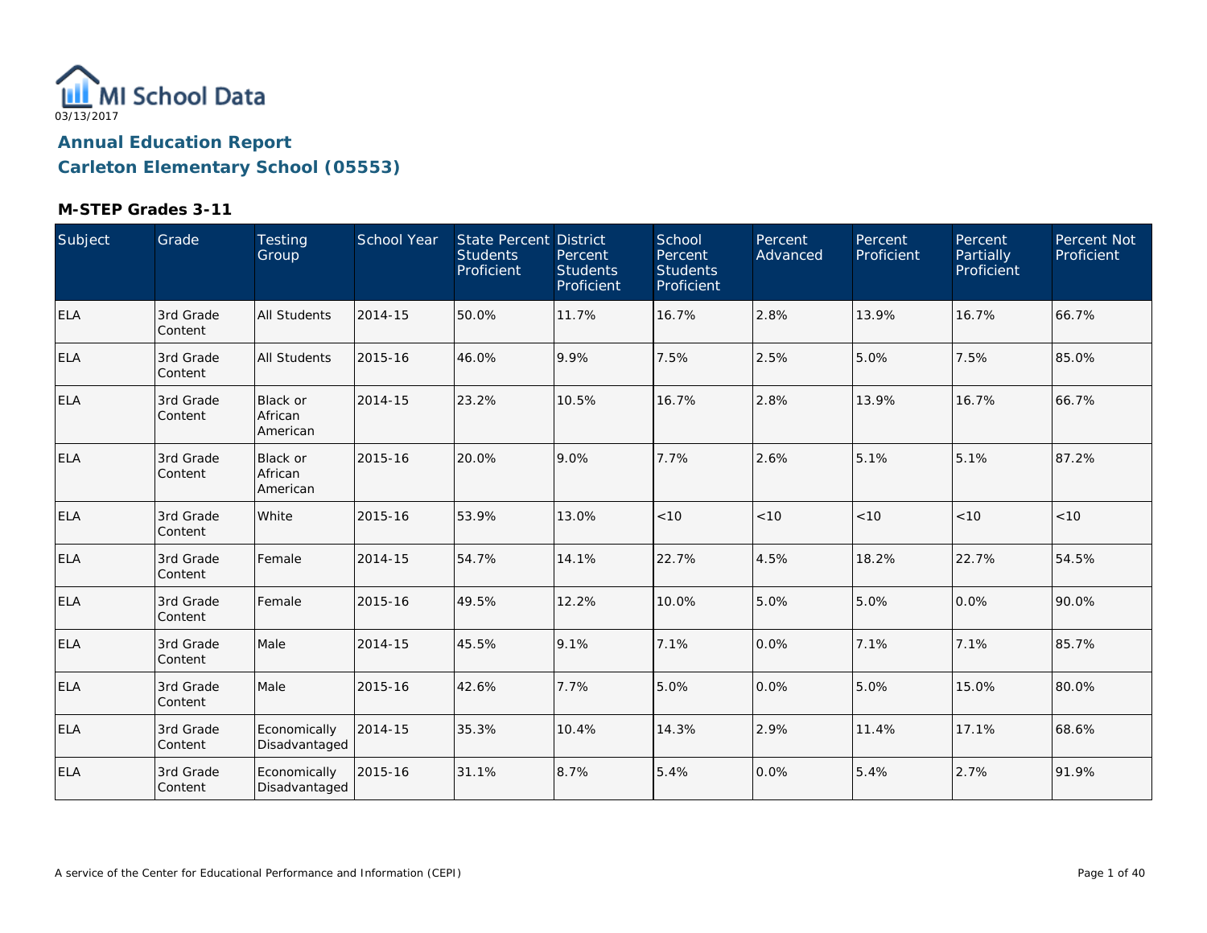MI School Data

03/13/2017

## Annual Education Report

## Carleton Elementary School (05553)

### M-STEP Grades 3-11

| Subject | Grade | Testing Group | School Year | State Percent Students Proficient | District Percent Students Proficient | School Percent Students Proficient | Percent Advanced | Percent Proficient | Percent Partially Proficient | Percent Not Proficient |
|---|---|---|---|---|---|---|---|---|---|---|
| ELA | 3rd Grade Content | All Students | 2014-15 | 50.0% | 11.7% | 16.7% | 2.8% | 13.9% | 16.7% | 66.7% |
| ELA | 3rd Grade Content | All Students | 2015-16 | 46.0% | 9.9% | 7.5% | 2.5% | 5.0% | 7.5% | 85.0% |
| ELA | 3rd Grade Content | Black or African American | 2014-15 | 23.2% | 10.5% | 16.7% | 2.8% | 13.9% | 16.7% | 66.7% |
| ELA | 3rd Grade Content | Black or African American | 2015-16 | 20.0% | 9.0% | 7.7% | 2.6% | 5.1% | 5.1% | 87.2% |
| ELA | 3rd Grade Content | White | 2015-16 | 53.9% | 13.0% | <10 | <10 | <10 | <10 | <10 |
| ELA | 3rd Grade Content | Female | 2014-15 | 54.7% | 14.1% | 22.7% | 4.5% | 18.2% | 22.7% | 54.5% |
| ELA | 3rd Grade Content | Female | 2015-16 | 49.5% | 12.2% | 10.0% | 5.0% | 5.0% | 0.0% | 90.0% |
| ELA | 3rd Grade Content | Male | 2014-15 | 45.5% | 9.1% | 7.1% | 0.0% | 7.1% | 7.1% | 85.7% |
| ELA | 3rd Grade Content | Male | 2015-16 | 42.6% | 7.7% | 5.0% | 0.0% | 5.0% | 15.0% | 80.0% |
| ELA | 3rd Grade Content | Economically Disadvantaged | 2014-15 | 35.3% | 10.4% | 14.3% | 2.9% | 11.4% | 17.1% | 68.6% |
| ELA | 3rd Grade Content | Economically Disadvantaged | 2015-16 | 31.1% | 8.7% | 5.4% | 0.0% | 5.4% | 2.7% | 91.9% |

A service of the Center for Educational Performance and Information (CEPI)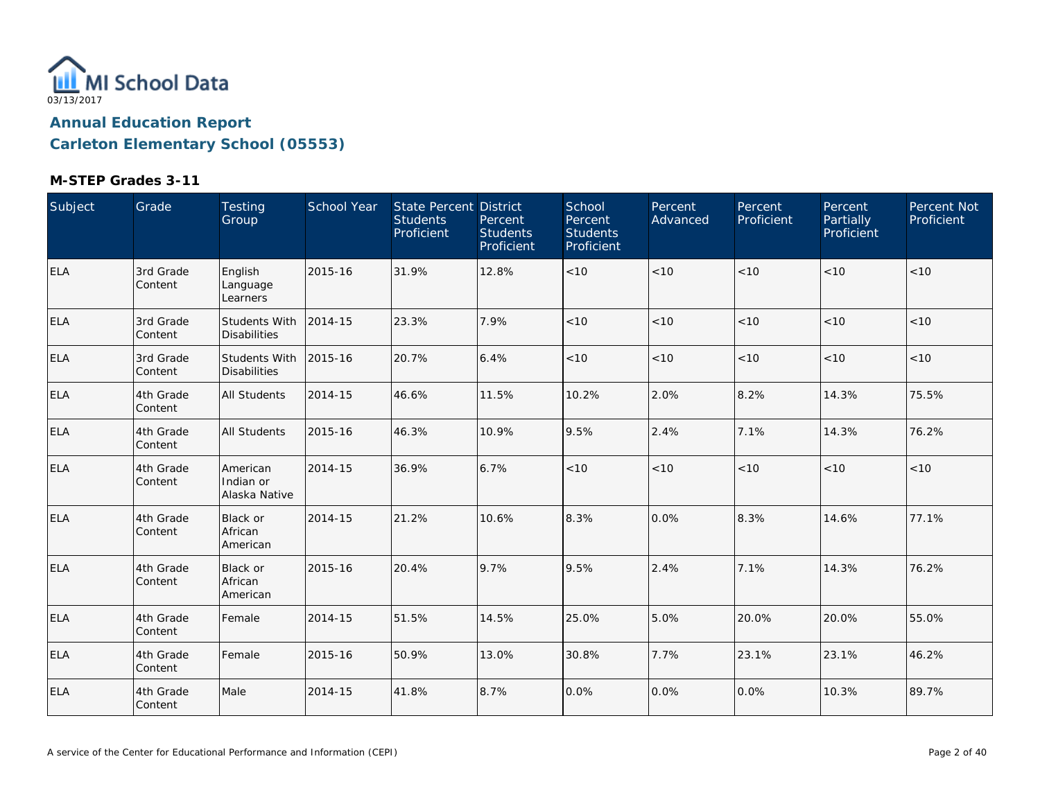# Annual Education Report

## Carleton Elementary School (05553)

### M-STEP Grades 3-11

| Subject | Grade | Testing Group | School Year | State Percent Students Proficient | District Percent Students Proficient | School Percent Students Proficient | Percent Advanced | Percent Proficient | Percent Partially Proficient | Percent Not Proficient |
|---|---|---|---|---|---|---|---|---|---|---|
| ELA | 3rd Grade Content | English Language Learners | 2015-16 | 31.9% | 12.8% | <10 | <10 | <10 | <10 | <10 |
| ELA | 3rd Grade Content | Students With Disabilities | 2014-15 | 23.3% | 7.9% | <10 | <10 | <10 | <10 | <10 |
| ELA | 3rd Grade Content | Students With Disabilities | 2015-16 | 20.7% | 6.4% | <10 | <10 | <10 | <10 | <10 |
| ELA | 4th Grade Content | All Students | 2014-15 | 46.6% | 11.5% | 10.2% | 2.0% | 8.2% | 14.3% | 75.5% |
| ELA | 4th Grade Content | All Students | 2015-16 | 46.3% | 10.9% | 9.5% | 2.4% | 7.1% | 14.3% | 76.2% |
| ELA | 4th Grade Content | American Indian or Alaska Native | 2014-15 | 36.9% | 6.7% | <10 | <10 | <10 | <10 | <10 |
| ELA | 4th Grade Content | Black or African American | 2014-15 | 21.2% | 10.6% | 8.3% | 0.0% | 8.3% | 14.6% | 77.1% |
| ELA | 4th Grade Content | Black or African American | 2015-16 | 20.4% | 9.7% | 9.5% | 2.4% | 7.1% | 14.3% | 76.2% |
| ELA | 4th Grade Content | Female | 2014-15 | 51.5% | 14.5% | 25.0% | 5.0% | 20.0% | 20.0% | 55.0% |
| ELA | 4th Grade Content | Female | 2015-16 | 50.9% | 13.0% | 30.8% | 7.7% | 23.1% | 23.1% | 46.2% |
| ELA | 4th Grade Content | Male | 2014-15 | 41.8% | 8.7% | 0.0% | 0.0% | 0.0% | 10.3% | 89.7% |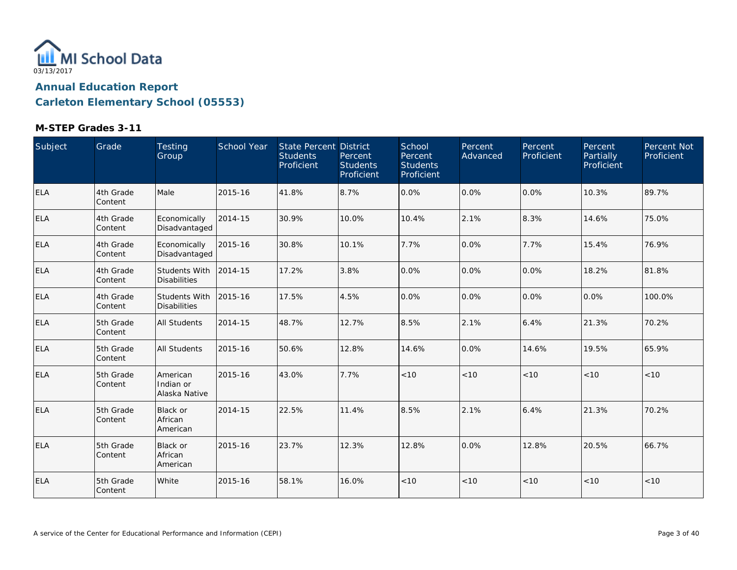MI School Data

03/13/2017

## Annual Education Report
## Carleton Elementary School (05553)

### M-STEP Grades 3-11

| Subject | Grade | Testing Group | School Year | State Percent Students Proficient | District Percent Students Proficient | School Percent Students Proficient | Percent Advanced | Percent Proficient | Percent Partially Proficient | Percent Not Proficient |
|---|---|---|---|---|---|---|---|---|---|---|
| ELA | 4th Grade Content | Male | 2015-16 | 41.8% | 8.7% | 0.0% | 0.0% | 0.0% | 10.3% | 89.7% |
| ELA | 4th Grade Content | Economically Disadvantaged | 2014-15 | 30.9% | 10.0% | 10.4% | 2.1% | 8.3% | 14.6% | 75.0% |
| ELA | 4th Grade Content | Economically Disadvantaged | 2015-16 | 30.8% | 10.1% | 7.7% | 0.0% | 7.7% | 15.4% | 76.9% |
| ELA | 4th Grade Content | Students With Disabilities | 2014-15 | 17.2% | 3.8% | 0.0% | 0.0% | 0.0% | 18.2% | 81.8% |
| ELA | 4th Grade Content | Students With Disabilities | 2015-16 | 17.5% | 4.5% | 0.0% | 0.0% | 0.0% | 0.0% | 100.0% |
| ELA | 5th Grade Content | All Students | 2014-15 | 48.7% | 12.7% | 8.5% | 2.1% | 6.4% | 21.3% | 70.2% |
| ELA | 5th Grade Content | All Students | 2015-16 | 50.6% | 12.8% | 14.6% | 0.0% | 14.6% | 19.5% | 65.9% |
| ELA | 5th Grade Content | American Indian or Alaska Native | 2015-16 | 43.0% | 7.7% | <10 | <10 | <10 | <10 | <10 |
| ELA | 5th Grade Content | Black or African American | 2014-15 | 22.5% | 11.4% | 8.5% | 2.1% | 6.4% | 21.3% | 70.2% |
| ELA | 5th Grade Content | Black or African American | 2015-16 | 23.7% | 12.3% | 12.8% | 0.0% | 12.8% | 20.5% | 66.7% |
| ELA | 5th Grade Content | White | 2015-16 | 58.1% | 16.0% | <10 | <10 | <10 | <10 | <10 |

A service of the Center for Educational Performance and Information (CEPI)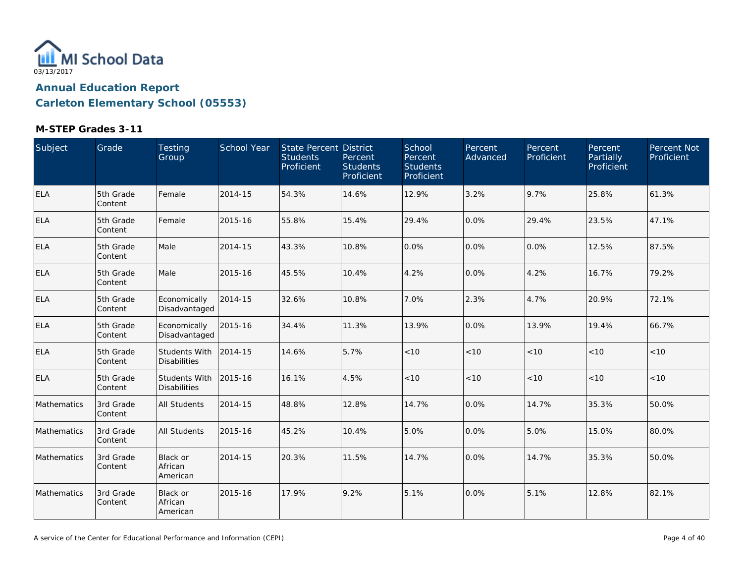MI School Data

03/13/2017

## Annual Education Report

## Carleton Elementary School (05553)

### M-STEP Grades 3-11

| Subject | Grade | Testing Group | School Year | State Percent Students Proficient | District Percent Students Proficient | School Percent Students Proficient | Percent Advanced | Percent Proficient | Percent Partially Proficient | Percent Not Proficient |
|---|---|---|---|---|---|---|---|---|---|---|
| ELA | 5th Grade Content | Female | 2014-15 | 54.3% | 14.6% | 12.9% | 3.2% | 9.7% | 25.8% | 61.3% |
| ELA | 5th Grade Content | Female | 2015-16 | 55.8% | 15.4% | 29.4% | 0.0% | 29.4% | 23.5% | 47.1% |
| ELA | 5th Grade Content | Male | 2014-15 | 43.3% | 10.8% | 0.0% | 0.0% | 0.0% | 12.5% | 87.5% |
| ELA | 5th Grade Content | Male | 2015-16 | 45.5% | 10.4% | 4.2% | 0.0% | 4.2% | 16.7% | 79.2% |
| ELA | 5th Grade Content | Economically Disadvantaged | 2014-15 | 32.6% | 10.8% | 7.0% | 2.3% | 4.7% | 20.9% | 72.1% |
| ELA | 5th Grade Content | Economically Disadvantaged | 2015-16 | 34.4% | 11.3% | 13.9% | 0.0% | 13.9% | 19.4% | 66.7% |
| ELA | 5th Grade Content | Students With Disabilities | 2014-15 | 14.6% | 5.7% | <10 | <10 | <10 | <10 | <10 |
| ELA | 5th Grade Content | Students With Disabilities | 2015-16 | 16.1% | 4.5% | <10 | <10 | <10 | <10 | <10 |
| Mathematics | 3rd Grade Content | All Students | 2014-15 | 48.8% | 12.8% | 14.7% | 0.0% | 14.7% | 35.3% | 50.0% |
| Mathematics | 3rd Grade Content | All Students | 2015-16 | 45.2% | 10.4% | 5.0% | 0.0% | 5.0% | 15.0% | 80.0% |
| Mathematics | 3rd Grade Content | Black or African American | 2014-15 | 20.3% | 11.5% | 14.7% | 0.0% | 14.7% | 35.3% | 50.0% |
| Mathematics | 3rd Grade Content | Black or African American | 2015-16 | 17.9% | 9.2% | 5.1% | 0.0% | 5.1% | 12.8% | 82.1% |

A service of the Center for Educational Performance and Information (CEPI)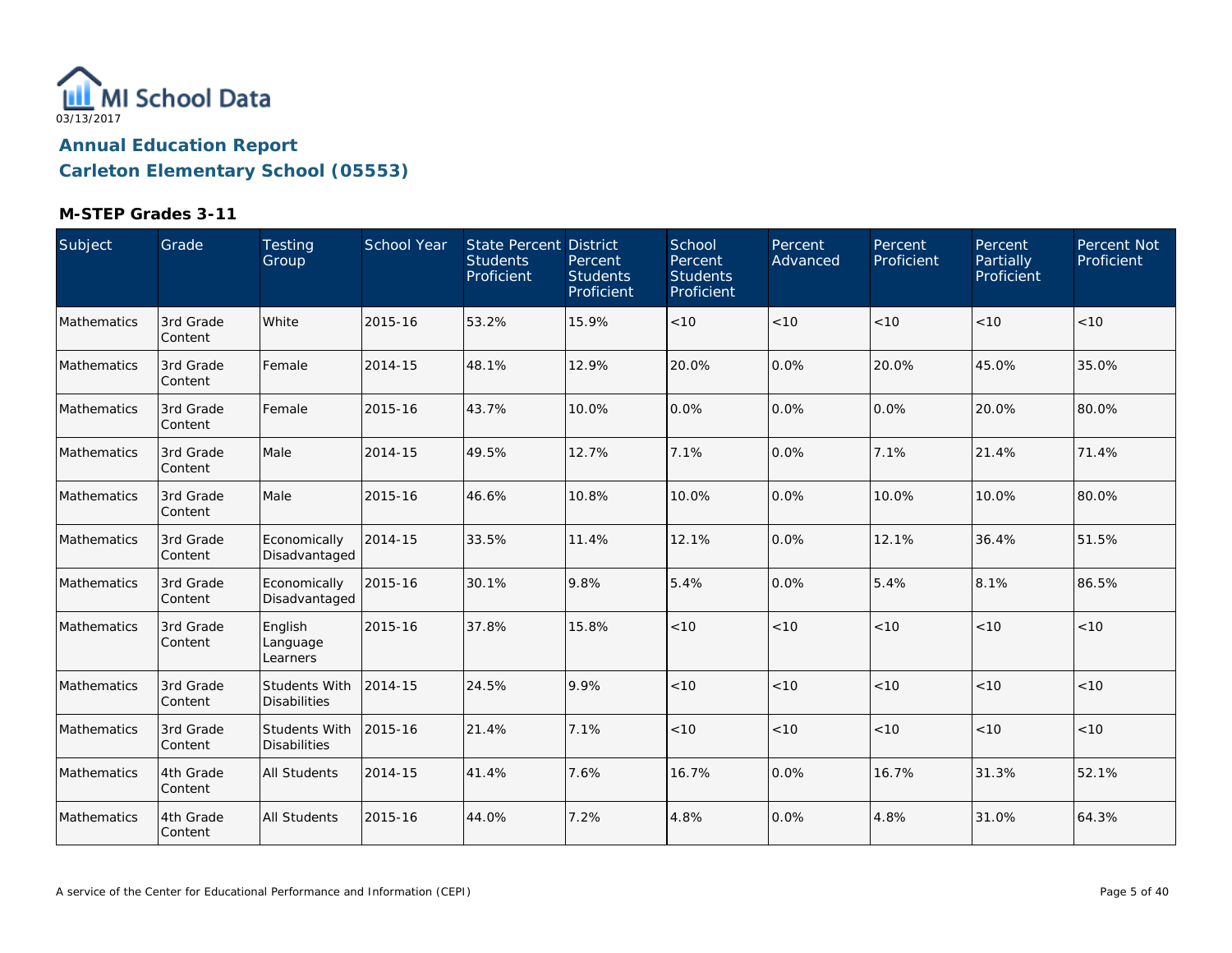MI School Data

03/13/2017

## Annual Education Report

## Carleton Elementary School (05553)

### M-STEP Grades 3-11

| Subject | Grade | Testing Group | School Year | State Percent Students Proficient | District Percent Students Proficient | School Percent Students Proficient | Percent Advanced | Percent Proficient | Percent Partially Proficient | Percent Not Proficient |
|---|---|---|---|---|---|---|---|---|---|---|
| Mathematics | 3rd Grade Content | White | 2015-16 | 53.2% | 15.9% | <10 | <10 | <10 | <10 | <10 |
| Mathematics | 3rd Grade Content | Female | 2014-15 | 48.1% | 12.9% | 20.0% | 0.0% | 20.0% | 45.0% | 35.0% |
| Mathematics | 3rd Grade Content | Female | 2015-16 | 43.7% | 10.0% | 0.0% | 0.0% | 0.0% | 20.0% | 80.0% |
| Mathematics | 3rd Grade Content | Male | 2014-15 | 49.5% | 12.7% | 7.1% | 0.0% | 7.1% | 21.4% | 71.4% |
| Mathematics | 3rd Grade Content | Male | 2015-16 | 46.6% | 10.8% | 10.0% | 0.0% | 10.0% | 10.0% | 80.0% |
| Mathematics | 3rd Grade Content | Economically Disadvantaged | 2014-15 | 33.5% | 11.4% | 12.1% | 0.0% | 12.1% | 36.4% | 51.5% |
| Mathematics | 3rd Grade Content | Economically Disadvantaged | 2015-16 | 30.1% | 9.8% | 5.4% | 0.0% | 5.4% | 8.1% | 86.5% |
| Mathematics | 3rd Grade Content | English Language Learners | 2015-16 | 37.8% | 15.8% | <10 | <10 | <10 | <10 | <10 |
| Mathematics | 3rd Grade Content | Students With Disabilities | 2014-15 | 24.5% | 9.9% | <10 | <10 | <10 | <10 | <10 |
| Mathematics | 3rd Grade Content | Students With Disabilities | 2015-16 | 21.4% | 7.1% | <10 | <10 | <10 | <10 | <10 |
| Mathematics | 4th Grade Content | All Students | 2014-15 | 41.4% | 7.6% | 16.7% | 0.0% | 16.7% | 31.3% | 52.1% |
| Mathematics | 4th Grade Content | All Students | 2015-16 | 44.0% | 7.2% | 4.8% | 0.0% | 4.8% | 31.0% | 64.3% |

A service of the Center for Educational Performance and Information (CEPI)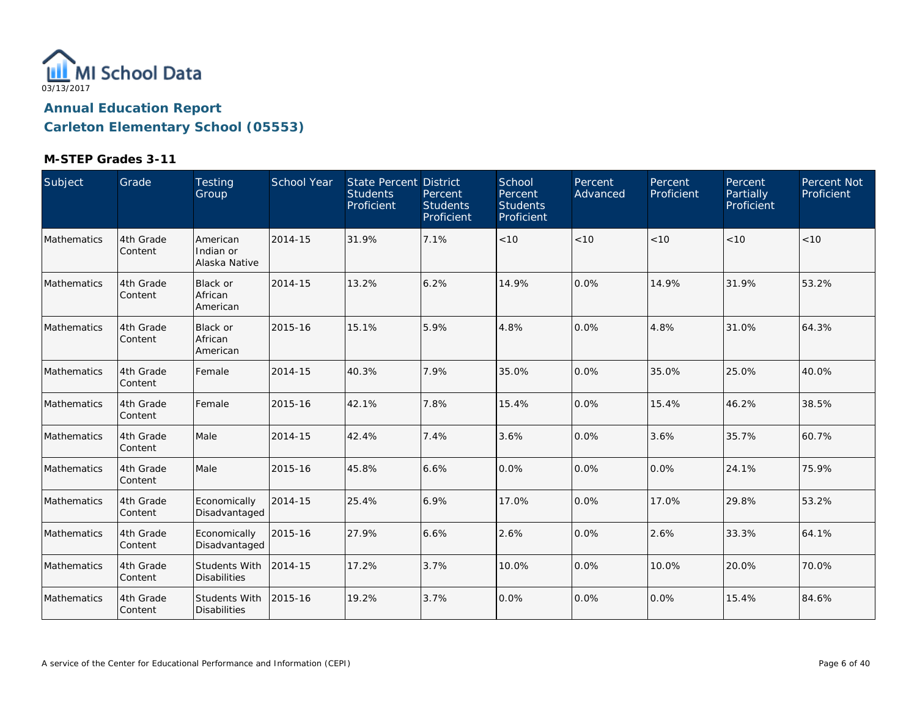MI School Data
03/13/2017

# Annual Education Report
## Carleton Elementary School (05553)

### M-STEP Grades 3-11

| Subject | Grade | Testing Group | School Year | State Percent Students Proficient | District Percent Students Proficient | School Percent Students Proficient | Percent Advanced | Percent Proficient | Percent Partially Proficient | Percent Not Proficient |
|---|---|---|---|---|---|---|---|---|---|---|
| Mathematics | 4th Grade Content | American Indian or Alaska Native | 2014-15 | 31.9% | 7.1% | <10 | <10 | <10 | <10 | <10 |
| Mathematics | 4th Grade Content | Black or African American | 2014-15 | 13.2% | 6.2% | 14.9% | 0.0% | 14.9% | 31.9% | 53.2% |
| Mathematics | 4th Grade Content | Black or African American | 2015-16 | 15.1% | 5.9% | 4.8% | 0.0% | 4.8% | 31.0% | 64.3% |
| Mathematics | 4th Grade Content | Female | 2014-15 | 40.3% | 7.9% | 35.0% | 0.0% | 35.0% | 25.0% | 40.0% |
| Mathematics | 4th Grade Content | Female | 2015-16 | 42.1% | 7.8% | 15.4% | 0.0% | 15.4% | 46.2% | 38.5% |
| Mathematics | 4th Grade Content | Male | 2014-15 | 42.4% | 7.4% | 3.6% | 0.0% | 3.6% | 35.7% | 60.7% |
| Mathematics | 4th Grade Content | Male | 2015-16 | 45.8% | 6.6% | 0.0% | 0.0% | 0.0% | 24.1% | 75.9% |
| Mathematics | 4th Grade Content | Economically Disadvantaged | 2014-15 | 25.4% | 6.9% | 17.0% | 0.0% | 17.0% | 29.8% | 53.2% |
| Mathematics | 4th Grade Content | Economically Disadvantaged | 2015-16 | 27.9% | 6.6% | 2.6% | 0.0% | 2.6% | 33.3% | 64.1% |
| Mathematics | 4th Grade Content | Students With Disabilities | 2014-15 | 17.2% | 3.7% | 10.0% | 0.0% | 10.0% | 20.0% | 70.0% |
| Mathematics | 4th Grade Content | Students With Disabilities | 2015-16 | 19.2% | 3.7% | 0.0% | 0.0% | 0.0% | 15.4% | 84.6% |

A service of the Center for Educational Performance and Information (CEPI)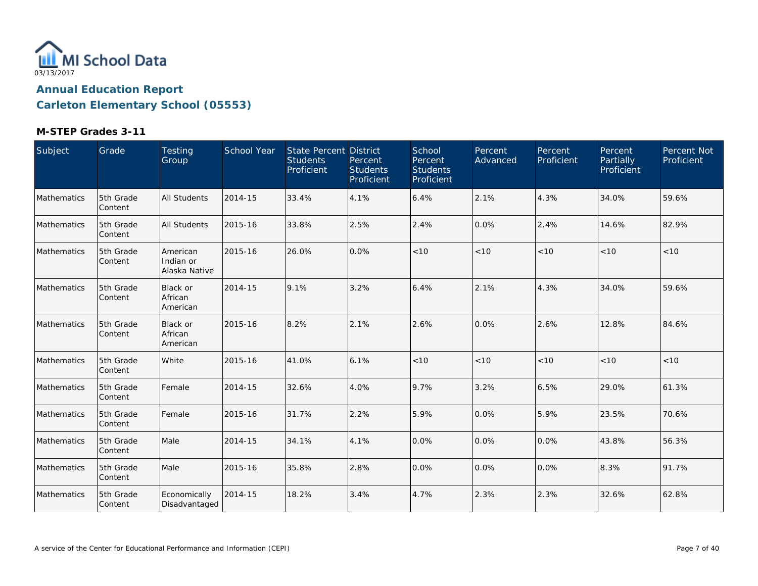MI School Data

03/13/2017

## Annual Education Report

## Carleton Elementary School (05553)

### M-STEP Grades 3-11

| Subject | Grade | Testing Group | School Year | State Percent Students Proficient | District Percent Students Proficient | School Percent Students Proficient | Percent Advanced | Percent Proficient | Percent Partially Proficient | Percent Not Proficient |
|---|---|---|---|---|---|---|---|---|---|---|
| Mathematics | 5th Grade Content | All Students | 2014-15 | 33.4% | 4.1% | 6.4% | 2.1% | 4.3% | 34.0% | 59.6% |
| Mathematics | 5th Grade Content | All Students | 2015-16 | 33.8% | 2.5% | 2.4% | 0.0% | 2.4% | 14.6% | 82.9% |
| Mathematics | 5th Grade Content | American Indian or Alaska Native | 2015-16 | 26.0% | 0.0% | <10 | <10 | <10 | <10 | <10 |
| Mathematics | 5th Grade Content | Black or African American | 2014-15 | 9.1% | 3.2% | 6.4% | 2.1% | 4.3% | 34.0% | 59.6% |
| Mathematics | 5th Grade Content | Black or African American | 2015-16 | 8.2% | 2.1% | 2.6% | 0.0% | 2.6% | 12.8% | 84.6% |
| Mathematics | 5th Grade Content | White | 2015-16 | 41.0% | 6.1% | <10 | <10 | <10 | <10 | <10 |
| Mathematics | 5th Grade Content | Female | 2014-15 | 32.6% | 4.0% | 9.7% | 3.2% | 6.5% | 29.0% | 61.3% |
| Mathematics | 5th Grade Content | Female | 2015-16 | 31.7% | 2.2% | 5.9% | 0.0% | 5.9% | 23.5% | 70.6% |
| Mathematics | 5th Grade Content | Male | 2014-15 | 34.1% | 4.1% | 0.0% | 0.0% | 0.0% | 43.8% | 56.3% |
| Mathematics | 5th Grade Content | Male | 2015-16 | 35.8% | 2.8% | 0.0% | 0.0% | 0.0% | 8.3% | 91.7% |
| Mathematics | 5th Grade Content | Economically Disadvantaged | 2014-15 | 18.2% | 3.4% | 4.7% | 2.3% | 2.3% | 32.6% | 62.8% |

A service of the Center for Educational Performance and Information (CEPI)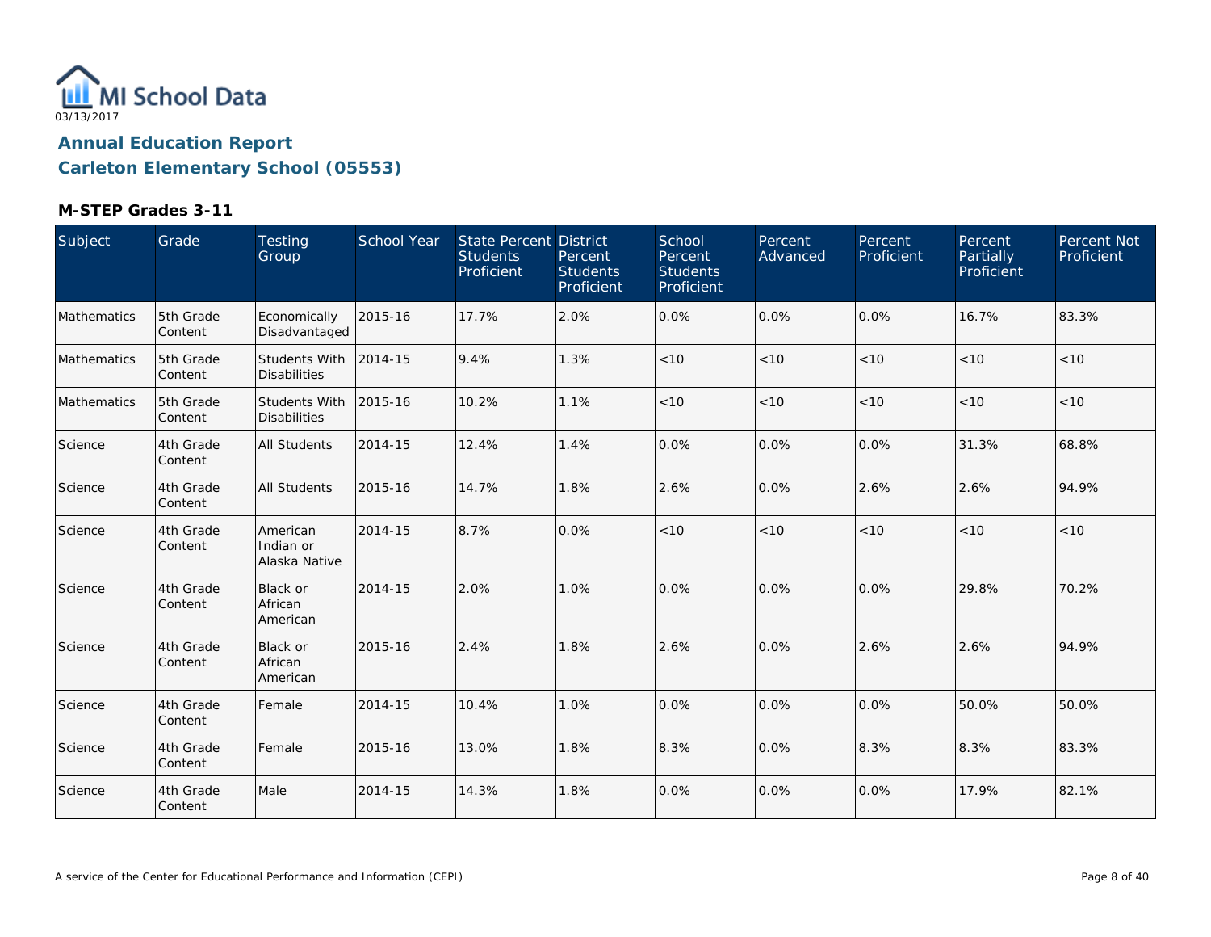03/13/2017

## Annual Education Report

## Carleton Elementary School (05553)

### M-STEP Grades 3-11

| Subject | Grade | Testing Group | School Year | State Percent Students Proficient | District Percent Students Proficient | School Percent Students Proficient | Percent Advanced | Percent Proficient | Percent Partially Proficient | Percent Not Proficient |
|---|---|---|---|---|---|---|---|---|---|---|
| Mathematics | 5th Grade Content | Economically Disadvantaged | 2015-16 | 17.7% | 2.0% | 0.0% | 0.0% | 0.0% | 16.7% | 83.3% |
| Mathematics | 5th Grade Content | Students With Disabilities | 2014-15 | 9.4% | 1.3% | <10 | <10 | <10 | <10 | <10 |
| Mathematics | 5th Grade Content | Students With Disabilities | 2015-16 | 10.2% | 1.1% | <10 | <10 | <10 | <10 | <10 |
| Science | 4th Grade Content | All Students | 2014-15 | 12.4% | 1.4% | 0.0% | 0.0% | 0.0% | 31.3% | 68.8% |
| Science | 4th Grade Content | All Students | 2015-16 | 14.7% | 1.8% | 2.6% | 0.0% | 2.6% | 2.6% | 94.9% |
| Science | 4th Grade Content | American Indian or Alaska Native | 2014-15 | 8.7% | 0.0% | <10 | <10 | <10 | <10 | <10 |
| Science | 4th Grade Content | Black or African American | 2014-15 | 2.0% | 1.0% | 0.0% | 0.0% | 0.0% | 29.8% | 70.2% |
| Science | 4th Grade Content | Black or African American | 2015-16 | 2.4% | 1.8% | 2.6% | 0.0% | 2.6% | 2.6% | 94.9% |
| Science | 4th Grade Content | Female | 2014-15 | 10.4% | 1.0% | 0.0% | 0.0% | 0.0% | 50.0% | 50.0% |
| Science | 4th Grade Content | Female | 2015-16 | 13.0% | 1.8% | 8.3% | 0.0% | 8.3% | 8.3% | 83.3% |
| Science | 4th Grade Content | Male | 2014-15 | 14.3% | 1.8% | 0.0% | 0.0% | 0.0% | 17.9% | 82.1% |

A service of the Center for Educational Performance and Information (CEPI)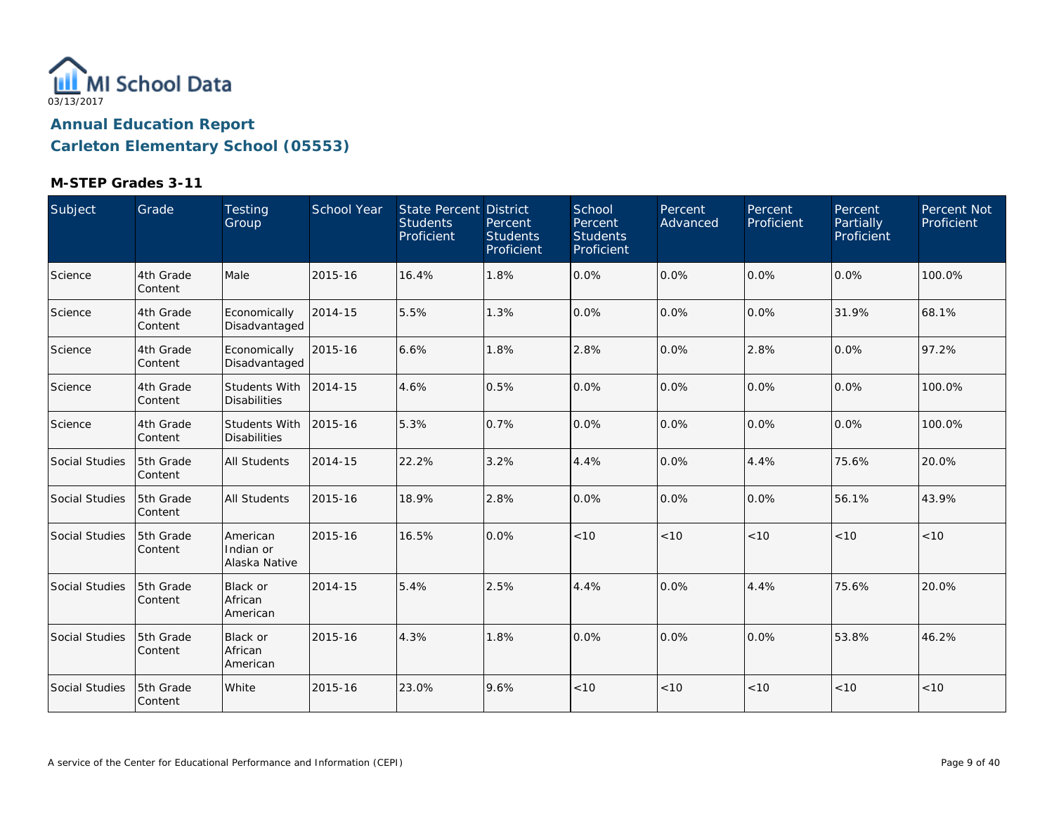MI School Data

03/13/2017

## Annual Education Report
## Carleton Elementary School (05553)

### M-STEP Grades 3-11

| Subject | Grade | Testing Group | School Year | State Percent Students Proficient | District Percent Students Proficient | School Percent Students Proficient | Percent Advanced | Percent Proficient | Percent Partially Proficient | Percent Not Proficient |
|---|---|---|---|---|---|---|---|---|---|---|
| Science | 4th Grade Content | Male | 2015-16 | 16.4% | 1.8% | 0.0% | 0.0% | 0.0% | 0.0% | 100.0% |
| Science | 4th Grade Content | Economically Disadvantaged | 2014-15 | 5.5% | 1.3% | 0.0% | 0.0% | 0.0% | 31.9% | 68.1% |
| Science | 4th Grade Content | Economically Disadvantaged | 2015-16 | 6.6% | 1.8% | 2.8% | 0.0% | 2.8% | 0.0% | 97.2% |
| Science | 4th Grade Content | Students With Disabilities | 2014-15 | 4.6% | 0.5% | 0.0% | 0.0% | 0.0% | 0.0% | 100.0% |
| Science | 4th Grade Content | Students With Disabilities | 2015-16 | 5.3% | 0.7% | 0.0% | 0.0% | 0.0% | 0.0% | 100.0% |
| Social Studies | 5th Grade Content | All Students | 2014-15 | 22.2% | 3.2% | 4.4% | 0.0% | 4.4% | 75.6% | 20.0% |
| Social Studies | 5th Grade Content | All Students | 2015-16 | 18.9% | 2.8% | 0.0% | 0.0% | 0.0% | 56.1% | 43.9% |
| Social Studies | 5th Grade Content | American Indian or Alaska Native | 2015-16 | 16.5% | 0.0% | <10 | <10 | <10 | <10 | <10 |
| Social Studies | 5th Grade Content | Black or African American | 2014-15 | 5.4% | 2.5% | 4.4% | 0.0% | 4.4% | 75.6% | 20.0% |
| Social Studies | 5th Grade Content | Black or African American | 2015-16 | 4.3% | 1.8% | 0.0% | 0.0% | 0.0% | 53.8% | 46.2% |
| Social Studies | 5th Grade Content | White | 2015-16 | 23.0% | 9.6% | <10 | <10 | <10 | <10 | <10 |

A service of the Center for Educational Performance and Information (CEPI)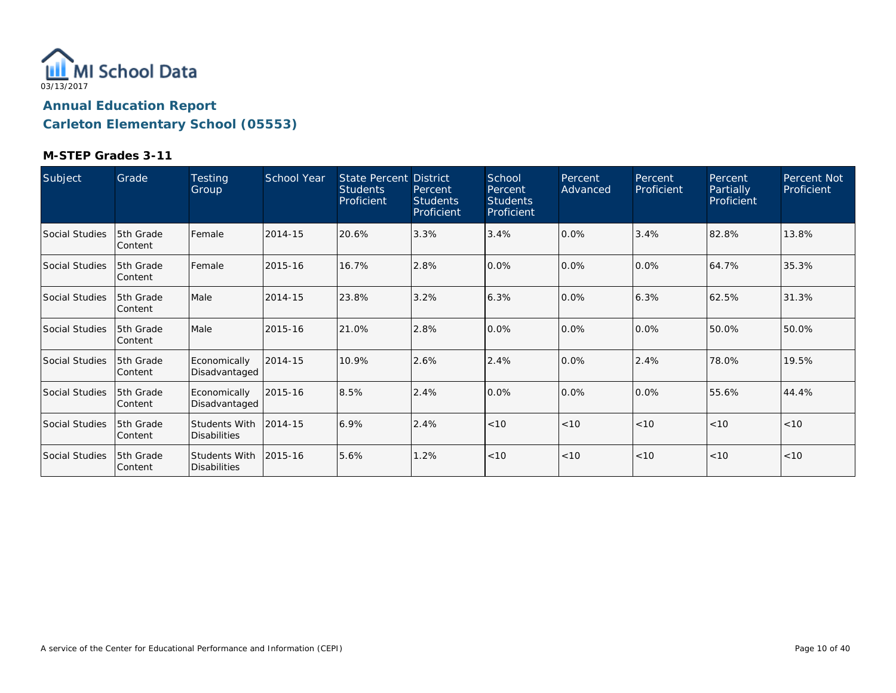MI School Data

03/13/2017

## Annual Education Report

## Carleton Elementary School (05553)

### M-STEP Grades 3-11

| Subject | Grade | Testing Group | School Year | State Percent Students Proficient | District Percent Students Proficient | School Percent Students Proficient | Percent Advanced | Percent Proficient | Percent Partially Proficient | Percent Not Proficient |
|---|---|---|---|---|---|---|---|---|---|---|
| Social Studies | 5th Grade Content | Female | 2014-15 | 20.6% | 3.3% | 3.4% | 0.0% | 3.4% | 82.8% | 13.8% |
| Social Studies | 5th Grade Content | Female | 2015-16 | 16.7% | 2.8% | 0.0% | 0.0% | 0.0% | 64.7% | 35.3% |
| Social Studies | 5th Grade Content | Male | 2014-15 | 23.8% | 3.2% | 6.3% | 0.0% | 6.3% | 62.5% | 31.3% |
| Social Studies | 5th Grade Content | Male | 2015-16 | 21.0% | 2.8% | 0.0% | 0.0% | 0.0% | 50.0% | 50.0% |
| Social Studies | 5th Grade Content | Economically Disadvantaged | 2014-15 | 10.9% | 2.6% | 2.4% | 0.0% | 2.4% | 78.0% | 19.5% |
| Social Studies | 5th Grade Content | Economically Disadvantaged | 2015-16 | 8.5% | 2.4% | 0.0% | 0.0% | 0.0% | 55.6% | 44.4% |
| Social Studies | 5th Grade Content | Students With Disabilities | 2014-15 | 6.9% | 2.4% | <10 | <10 | <10 | <10 | <10 |
| Social Studies | 5th Grade Content | Students With Disabilities | 2015-16 | 5.6% | 1.2% | <10 | <10 | <10 | <10 | <10 |

A service of the Center for Educational Performance and Information (CEPI)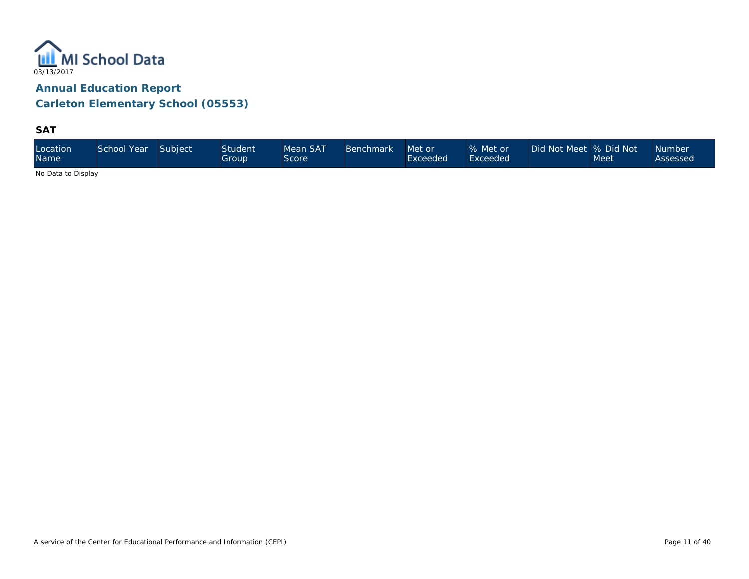MI School Data

03/13/2017

## Annual Education Report

## Carleton Elementary School (05553)

### SAT

| Location Name | School Year | Subject | Student Group | Mean SAT Score | Benchmark | Met or Exceeded | % Met or Exceeded | Did Not Meet | % Did Not Meet | Number Assessed |
|---|---|---|---|---|---|---|---|---|---|---|

No Data to Display

A service of the Center for Educational Performance and Information (CEPI)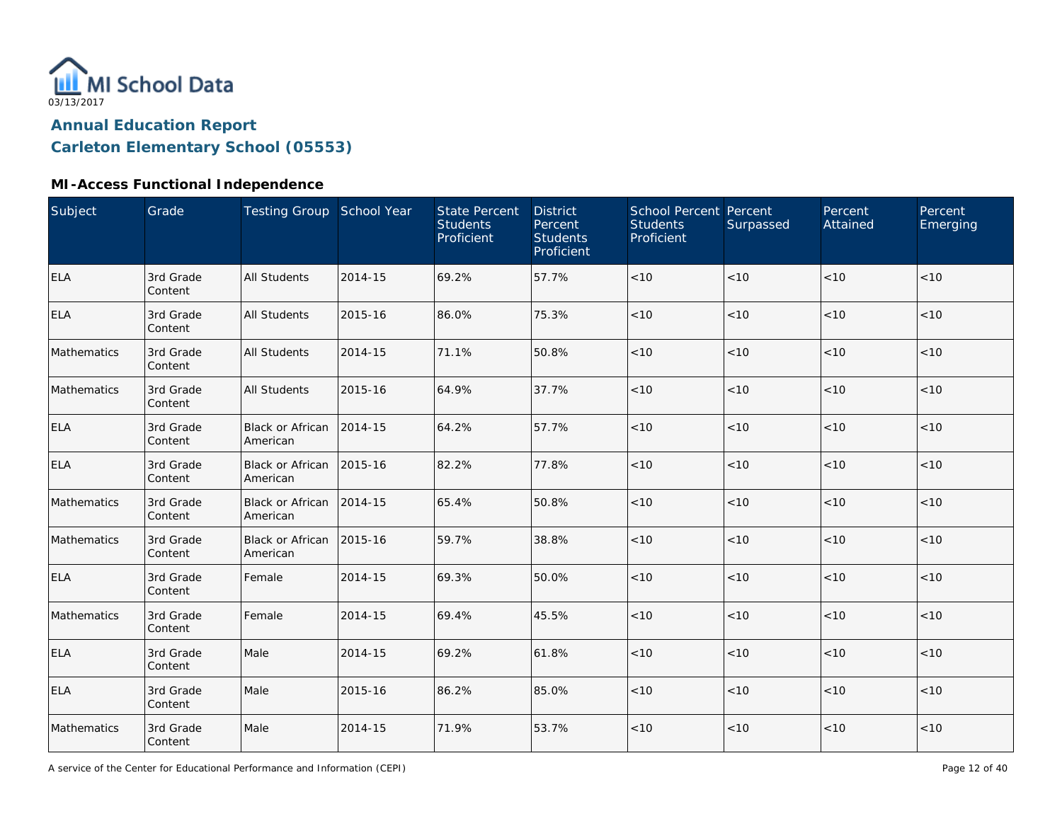MI School Data

03/13/2017

# Annual Education Report

## Carleton Elementary School (05553)

### MI-Access Functional Independence

| Subject | Grade | Testing Group | School Year | State Percent Students Proficient | District Percent Students Proficient | School Percent Students Proficient | Percent Surpassed | Percent Attained | Percent Emerging |
|---|---|---|---|---|---|---|---|---|---|
| ELA | 3rd Grade Content | All Students | 2014-15 | 69.2% | 57.7% | <10 | <10 | <10 | <10 |
| ELA | 3rd Grade Content | All Students | 2015-16 | 86.0% | 75.3% | <10 | <10 | <10 | <10 |
| Mathematics | 3rd Grade Content | All Students | 2014-15 | 71.1% | 50.8% | <10 | <10 | <10 | <10 |
| Mathematics | 3rd Grade Content | All Students | 2015-16 | 64.9% | 37.7% | <10 | <10 | <10 | <10 |
| ELA | 3rd Grade Content | Black or African American | 2014-15 | 64.2% | 57.7% | <10 | <10 | <10 | <10 |
| ELA | 3rd Grade Content | Black or African American | 2015-16 | 82.2% | 77.8% | <10 | <10 | <10 | <10 |
| Mathematics | 3rd Grade Content | Black or African American | 2014-15 | 65.4% | 50.8% | <10 | <10 | <10 | <10 |
| Mathematics | 3rd Grade Content | Black or African American | 2015-16 | 59.7% | 38.8% | <10 | <10 | <10 | <10 |
| ELA | 3rd Grade Content | Female | 2014-15 | 69.3% | 50.0% | <10 | <10 | <10 | <10 |
| Mathematics | 3rd Grade Content | Female | 2014-15 | 69.4% | 45.5% | <10 | <10 | <10 | <10 |
| ELA | 3rd Grade Content | Male | 2014-15 | 69.2% | 61.8% | <10 | <10 | <10 | <10 |
| ELA | 3rd Grade Content | Male | 2015-16 | 86.2% | 85.0% | <10 | <10 | <10 | <10 |
| Mathematics | 3rd Grade Content | Male | 2014-15 | 71.9% | 53.7% | <10 | <10 | <10 | <10 |

A service of the Center for Educational Performance and Information (CEPI)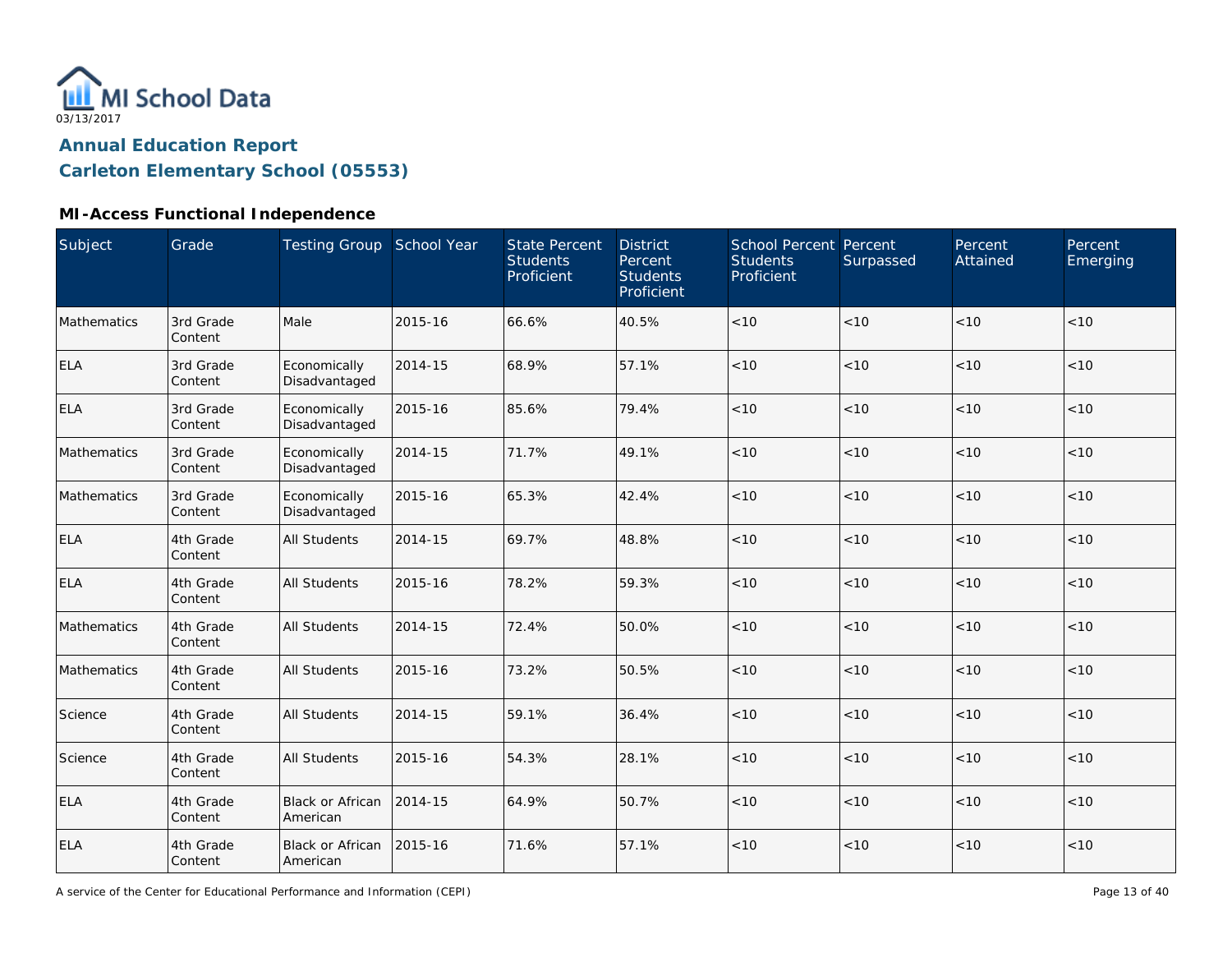MI School Data
03/13/2017

# Annual Education Report

# Carleton Elementary School (05553)

### MI-Access Functional Independence

| Subject | Grade | Testing Group | School Year | State Percent Students Proficient | District Percent Students Proficient | School Percent Students Proficient | Percent Surpassed | Percent Attained | Percent Emerging |
|---|---|---|---|---|---|---|---|---|---|
| Mathematics | 3rd Grade Content | Male | 2015-16 | 66.6% | 40.5% | <10 | <10 | <10 | <10 |
| ELA | 3rd Grade Content | Economically Disadvantaged | 2014-15 | 68.9% | 57.1% | <10 | <10 | <10 | <10 |
| ELA | 3rd Grade Content | Economically Disadvantaged | 2015-16 | 85.6% | 79.4% | <10 | <10 | <10 | <10 |
| Mathematics | 3rd Grade Content | Economically Disadvantaged | 2014-15 | 71.7% | 49.1% | <10 | <10 | <10 | <10 |
| Mathematics | 3rd Grade Content | Economically Disadvantaged | 2015-16 | 65.3% | 42.4% | <10 | <10 | <10 | <10 |
| ELA | 4th Grade Content | All Students | 2014-15 | 69.7% | 48.8% | <10 | <10 | <10 | <10 |
| ELA | 4th Grade Content | All Students | 2015-16 | 78.2% | 59.3% | <10 | <10 | <10 | <10 |
| Mathematics | 4th Grade Content | All Students | 2014-15 | 72.4% | 50.0% | <10 | <10 | <10 | <10 |
| Mathematics | 4th Grade Content | All Students | 2015-16 | 73.2% | 50.5% | <10 | <10 | <10 | <10 |
| Science | 4th Grade Content | All Students | 2014-15 | 59.1% | 36.4% | <10 | <10 | <10 | <10 |
| Science | 4th Grade Content | All Students | 2015-16 | 54.3% | 28.1% | <10 | <10 | <10 | <10 |
| ELA | 4th Grade Content | Black or African American | 2014-15 | 64.9% | 50.7% | <10 | <10 | <10 | <10 |
| ELA | 4th Grade Content | Black or African American | 2015-16 | 71.6% | 57.1% | <10 | <10 | <10 | <10 |

A service of the Center for Educational Performance and Information (CEPI)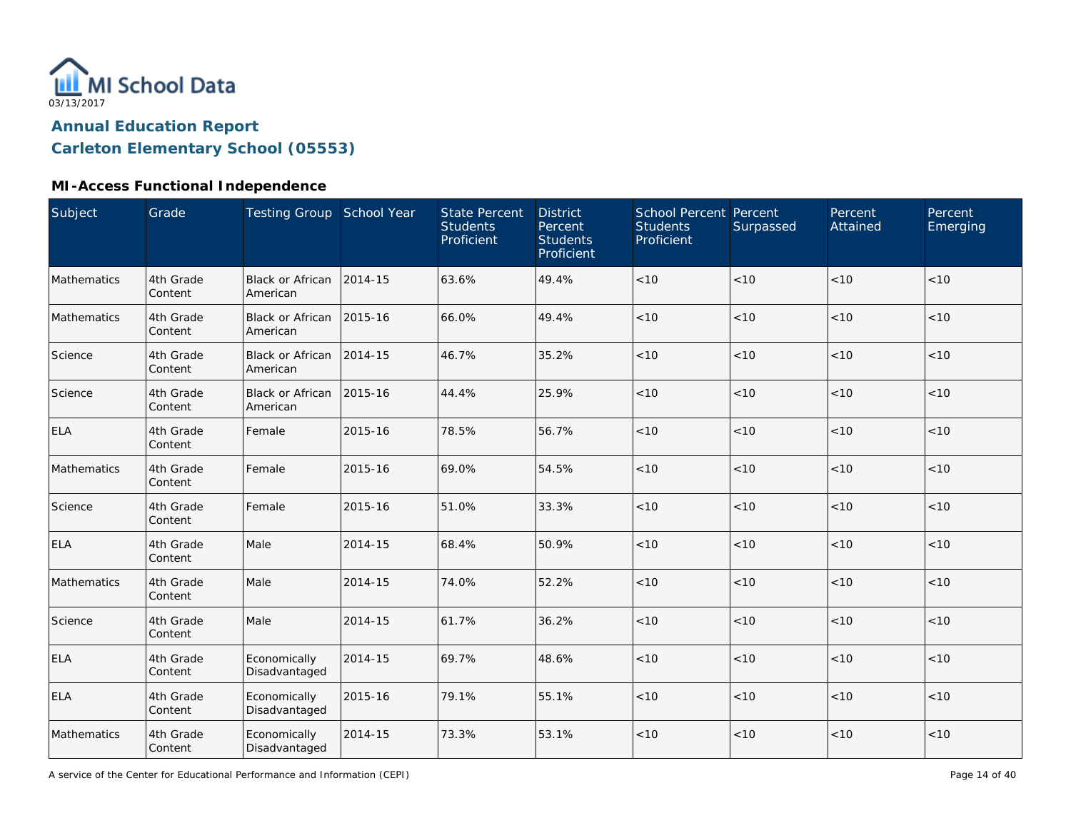MI School Data

03/13/2017

## Annual Education Report

## Carleton Elementary School (05553)

### MI-Access Functional Independence

| Subject | Grade | Testing Group | School Year | State Percent Students Proficient | District Percent Students Proficient | School Percent Students Proficient | Percent Surpassed | Percent Attained | Percent Emerging |
|---|---|---|---|---|---|---|---|---|---|
| Mathematics | 4th Grade Content | Black or African American | 2014-15 | 63.6% | 49.4% | <10 | <10 | <10 | <10 |
| Mathematics | 4th Grade Content | Black or African American | 2015-16 | 66.0% | 49.4% | <10 | <10 | <10 | <10 |
| Science | 4th Grade Content | Black or African American | 2014-15 | 46.7% | 35.2% | <10 | <10 | <10 | <10 |
| Science | 4th Grade Content | Black or African American | 2015-16 | 44.4% | 25.9% | <10 | <10 | <10 | <10 |
| ELA | 4th Grade Content | Female | 2015-16 | 78.5% | 56.7% | <10 | <10 | <10 | <10 |
| Mathematics | 4th Grade Content | Female | 2015-16 | 69.0% | 54.5% | <10 | <10 | <10 | <10 |
| Science | 4th Grade Content | Female | 2015-16 | 51.0% | 33.3% | <10 | <10 | <10 | <10 |
| ELA | 4th Grade Content | Male | 2014-15 | 68.4% | 50.9% | <10 | <10 | <10 | <10 |
| Mathematics | 4th Grade Content | Male | 2014-15 | 74.0% | 52.2% | <10 | <10 | <10 | <10 |
| Science | 4th Grade Content | Male | 2014-15 | 61.7% | 36.2% | <10 | <10 | <10 | <10 |
| ELA | 4th Grade Content | Economically Disadvantaged | 2014-15 | 69.7% | 48.6% | <10 | <10 | <10 | <10 |
| ELA | 4th Grade Content | Economically Disadvantaged | 2015-16 | 79.1% | 55.1% | <10 | <10 | <10 | <10 |
| Mathematics | 4th Grade Content | Economically Disadvantaged | 2014-15 | 73.3% | 53.1% | <10 | <10 | <10 | <10 |

A service of the Center for Educational Performance and Information (CEPI)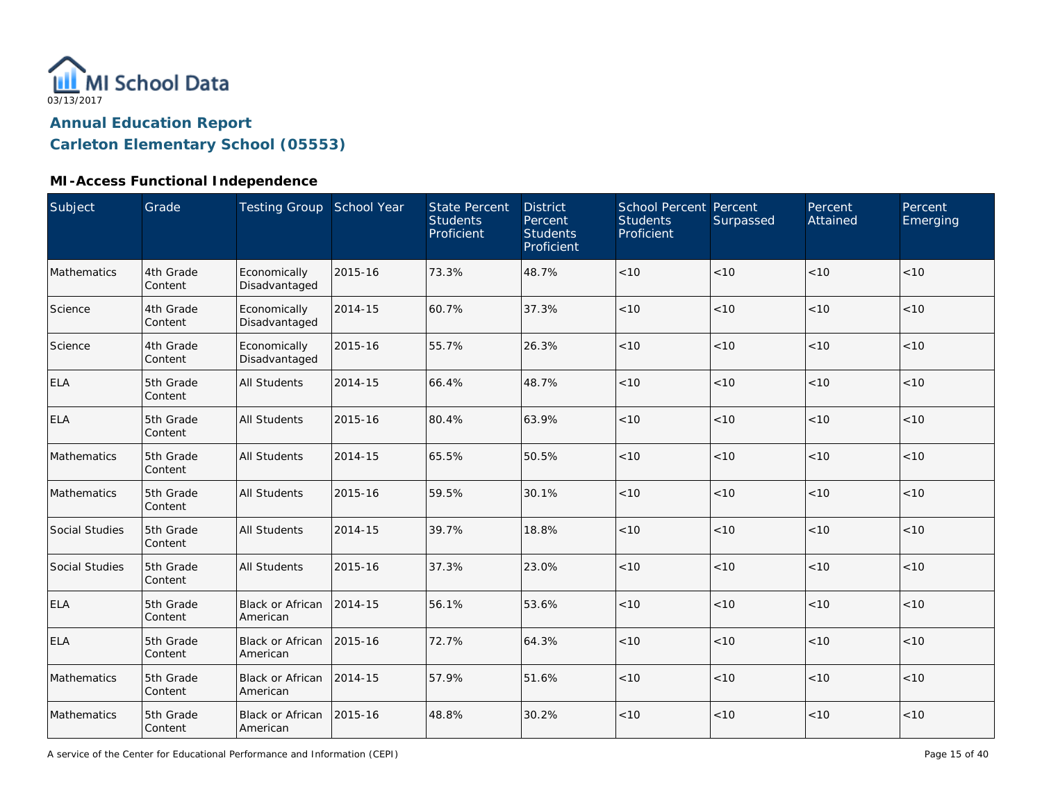MI School Data

03/13/2017

## Annual Education Report

## Carleton Elementary School (05553)

### MI-Access Functional Independence

| Subject | Grade | Testing Group | School Year | State Percent Students Proficient | District Percent Students Proficient | School Percent Students Proficient | Percent Surpassed | Percent Attained | Percent Emerging |
|---|---|---|---|---|---|---|---|---|---|
| Mathematics | 4th Grade Content | Economically Disadvantaged | 2015-16 | 73.3% | 48.7% | <10 | <10 | <10 | <10 |
| Science | 4th Grade Content | Economically Disadvantaged | 2014-15 | 60.7% | 37.3% | <10 | <10 | <10 | <10 |
| Science | 4th Grade Content | Economically Disadvantaged | 2015-16 | 55.7% | 26.3% | <10 | <10 | <10 | <10 |
| ELA | 5th Grade Content | All Students | 2014-15 | 66.4% | 48.7% | <10 | <10 | <10 | <10 |
| ELA | 5th Grade Content | All Students | 2015-16 | 80.4% | 63.9% | <10 | <10 | <10 | <10 |
| Mathematics | 5th Grade Content | All Students | 2014-15 | 65.5% | 50.5% | <10 | <10 | <10 | <10 |
| Mathematics | 5th Grade Content | All Students | 2015-16 | 59.5% | 30.1% | <10 | <10 | <10 | <10 |
| Social Studies | 5th Grade Content | All Students | 2014-15 | 39.7% | 18.8% | <10 | <10 | <10 | <10 |
| Social Studies | 5th Grade Content | All Students | 2015-16 | 37.3% | 23.0% | <10 | <10 | <10 | <10 |
| ELA | 5th Grade Content | Black or African American | 2014-15 | 56.1% | 53.6% | <10 | <10 | <10 | <10 |
| ELA | 5th Grade Content | Black or African American | 2015-16 | 72.7% | 64.3% | <10 | <10 | <10 | <10 |
| Mathematics | 5th Grade Content | Black or African American | 2014-15 | 57.9% | 51.6% | <10 | <10 | <10 | <10 |
| Mathematics | 5th Grade Content | Black or African American | 2015-16 | 48.8% | 30.2% | <10 | <10 | <10 | <10 |

A service of the Center for Educational Performance and Information (CEPI)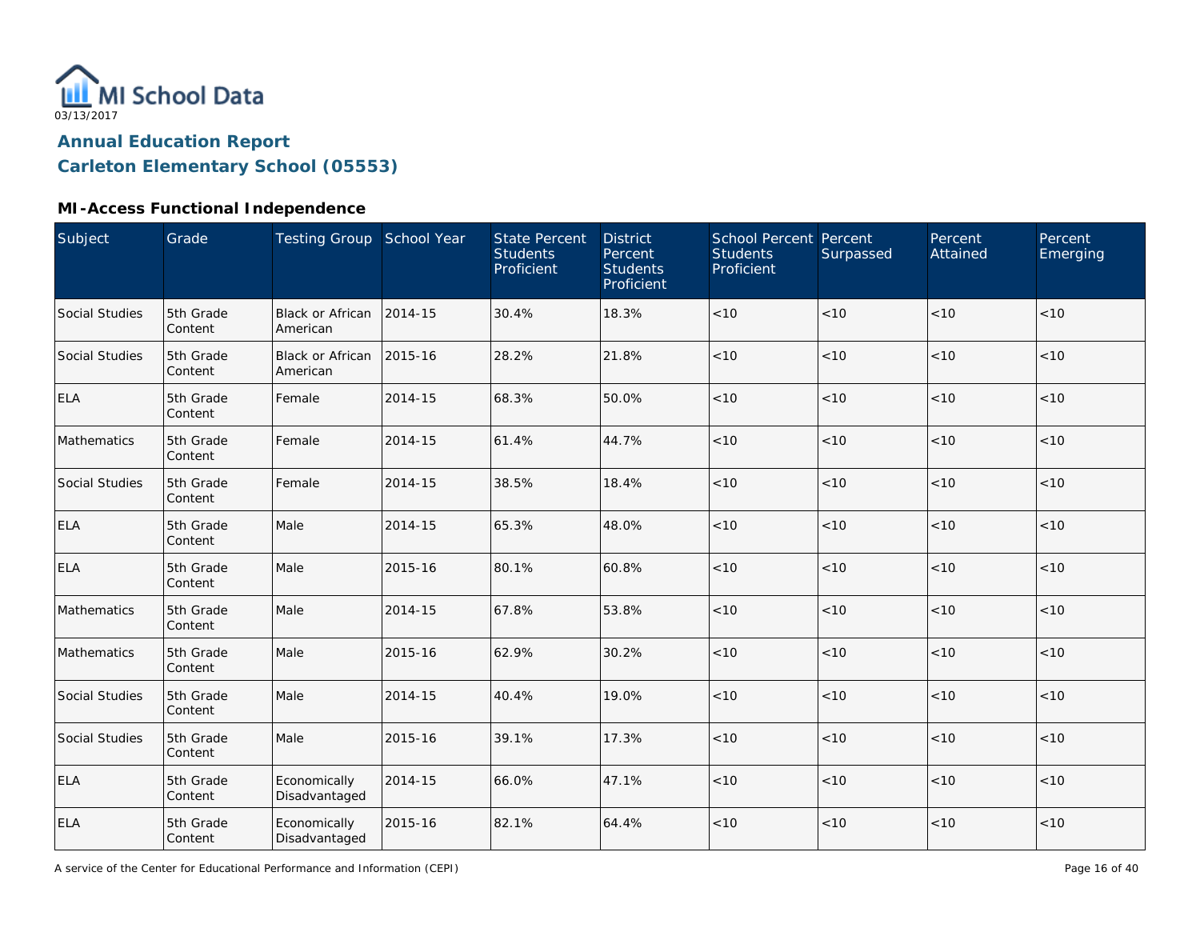# Annual Education Report

## Carleton Elementary School (05553)

### MI-Access Functional Independence

| Subject | Grade | Testing Group | School Year | State Percent Students Proficient | District Percent Students Proficient | School Percent Students Proficient | Percent Surpassed | Percent Attained | Percent Emerging |
|---|---|---|---|---|---|---|---|---|---|
| Social Studies | 5th Grade Content | Black or African American | 2014-15 | 30.4% | 18.3% | <10 | <10 | <10 | <10 |
| Social Studies | 5th Grade Content | Black or African American | 2015-16 | 28.2% | 21.8% | <10 | <10 | <10 | <10 |
| ELA | 5th Grade Content | Female | 2014-15 | 68.3% | 50.0% | <10 | <10 | <10 | <10 |
| Mathematics | 5th Grade Content | Female | 2014-15 | 61.4% | 44.7% | <10 | <10 | <10 | <10 |
| Social Studies | 5th Grade Content | Female | 2014-15 | 38.5% | 18.4% | <10 | <10 | <10 | <10 |
| ELA | 5th Grade Content | Male | 2014-15 | 65.3% | 48.0% | <10 | <10 | <10 | <10 |
| ELA | 5th Grade Content | Male | 2015-16 | 80.1% | 60.8% | <10 | <10 | <10 | <10 |
| Mathematics | 5th Grade Content | Male | 2014-15 | 67.8% | 53.8% | <10 | <10 | <10 | <10 |
| Mathematics | 5th Grade Content | Male | 2015-16 | 62.9% | 30.2% | <10 | <10 | <10 | <10 |
| Social Studies | 5th Grade Content | Male | 2014-15 | 40.4% | 19.0% | <10 | <10 | <10 | <10 |
| Social Studies | 5th Grade Content | Male | 2015-16 | 39.1% | 17.3% | <10 | <10 | <10 | <10 |
| ELA | 5th Grade Content | Economically Disadvantaged | 2014-15 | 66.0% | 47.1% | <10 | <10 | <10 | <10 |
| ELA | 5th Grade Content | Economically Disadvantaged | 2015-16 | 82.1% | 64.4% | <10 | <10 | <10 | <10 |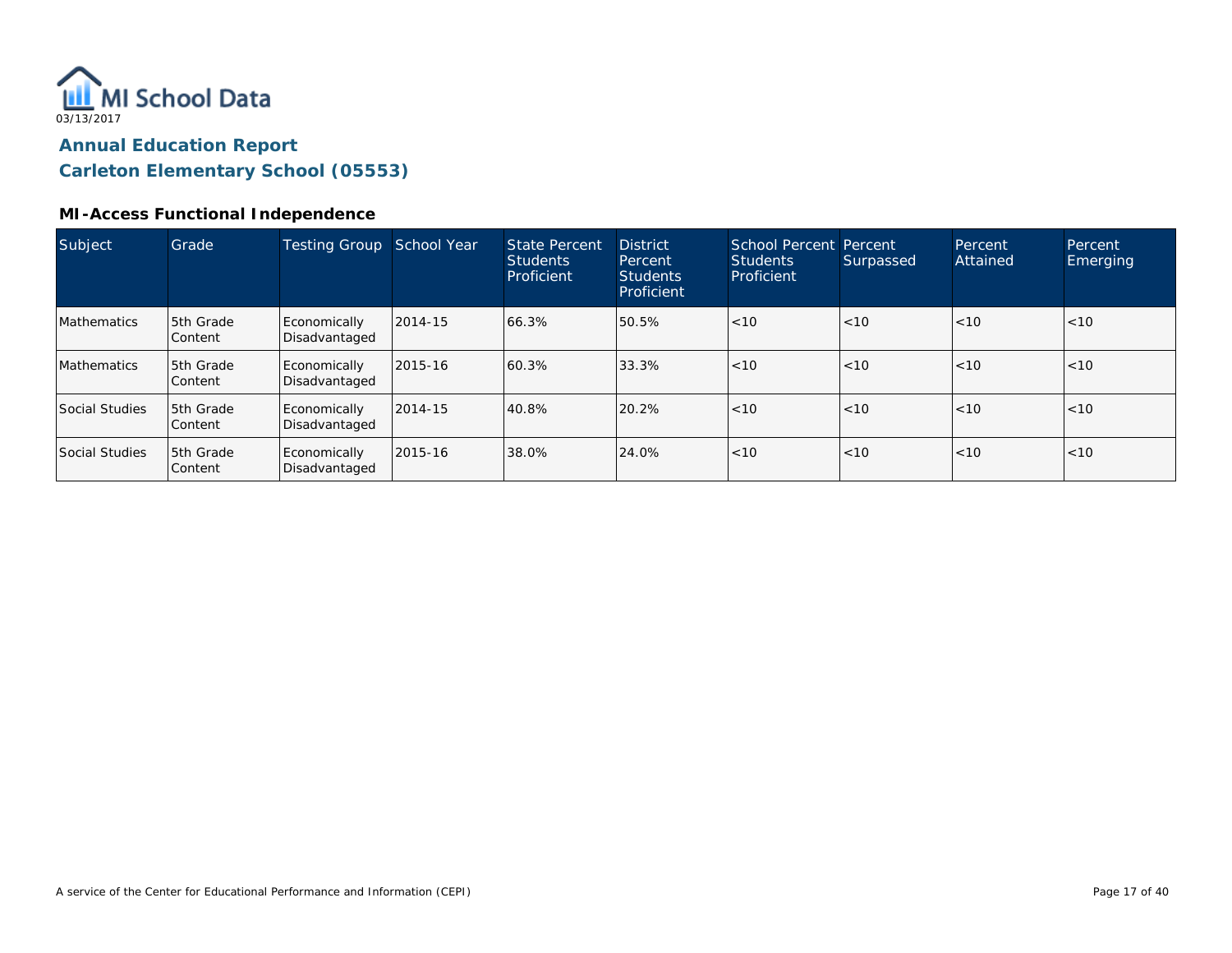MI School Data

03/13/2017

## Annual Education Report

## Carleton Elementary School (05553)

### MI-Access Functional Independence

| Subject | Grade | Testing Group | School Year | State Percent Students Proficient | District Percent Students Proficient | School Percent Students Proficient | Percent Surpassed | Percent Attained | Percent Emerging |
|---|---|---|---|---|---|---|---|---|---|
| Mathematics | 5th Grade Content | Economically Disadvantaged | 2014-15 | 66.3% | 50.5% | <10 | <10 | <10 | <10 |
| Mathematics | 5th Grade Content | Economically Disadvantaged | 2015-16 | 60.3% | 33.3% | <10 | <10 | <10 | <10 |
| Social Studies | 5th Grade Content | Economically Disadvantaged | 2014-15 | 40.8% | 20.2% | <10 | <10 | <10 | <10 |
| Social Studies | 5th Grade Content | Economically Disadvantaged | 2015-16 | 38.0% | 24.0% | <10 | <10 | <10 | <10 |

A service of the Center for Educational Performance and Information (CEPI)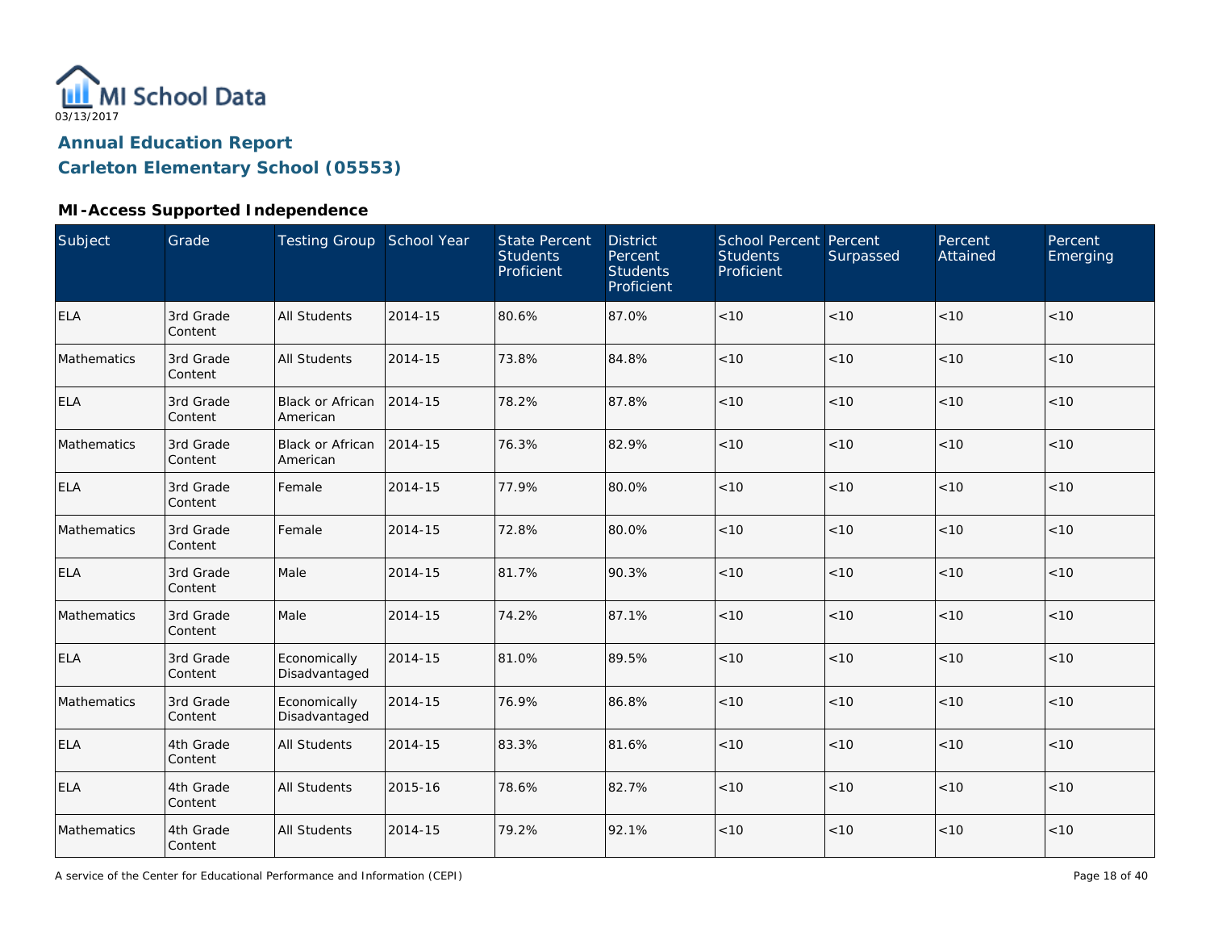03/13/2017

# Annual Education Report

## Carleton Elementary School (05553)

### MI-Access Supported Independence

| Subject | Grade | Testing Group | School Year | State Percent Students Proficient | District Percent Students Proficient | School Percent Students Proficient | Percent Surpassed | Percent Attained | Percent Emerging |
|---|---|---|---|---|---|---|---|---|---|
| ELA | 3rd Grade Content | All Students | 2014-15 | 80.6% | 87.0% | <10 | <10 | <10 | <10 |
| Mathematics | 3rd Grade Content | All Students | 2014-15 | 73.8% | 84.8% | <10 | <10 | <10 | <10 |
| ELA | 3rd Grade Content | Black or African American | 2014-15 | 78.2% | 87.8% | <10 | <10 | <10 | <10 |
| Mathematics | 3rd Grade Content | Black or African American | 2014-15 | 76.3% | 82.9% | <10 | <10 | <10 | <10 |
| ELA | 3rd Grade Content | Female | 2014-15 | 77.9% | 80.0% | <10 | <10 | <10 | <10 |
| Mathematics | 3rd Grade Content | Female | 2014-15 | 72.8% | 80.0% | <10 | <10 | <10 | <10 |
| ELA | 3rd Grade Content | Male | 2014-15 | 81.7% | 90.3% | <10 | <10 | <10 | <10 |
| Mathematics | 3rd Grade Content | Male | 2014-15 | 74.2% | 87.1% | <10 | <10 | <10 | <10 |
| ELA | 3rd Grade Content | Economically Disadvantaged | 2014-15 | 81.0% | 89.5% | <10 | <10 | <10 | <10 |
| Mathematics | 3rd Grade Content | Economically Disadvantaged | 2014-15 | 76.9% | 86.8% | <10 | <10 | <10 | <10 |
| ELA | 4th Grade Content | All Students | 2014-15 | 83.3% | 81.6% | <10 | <10 | <10 | <10 |
| ELA | 4th Grade Content | All Students | 2015-16 | 78.6% | 82.7% | <10 | <10 | <10 | <10 |
| Mathematics | 4th Grade Content | All Students | 2014-15 | 79.2% | 92.1% | <10 | <10 | <10 | <10 |

A service of the Center for Educational Performance and Information (CEPI)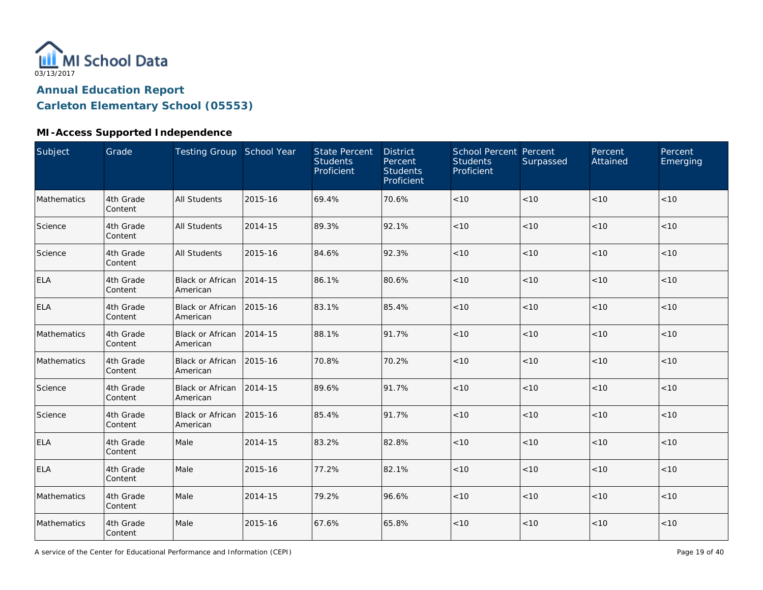03/13/2017

# Annual Education Report

## Carleton Elementary School (05553)

### MI-Access Supported Independence

| Subject | Grade | Testing Group | School Year | State Percent Students Proficient | District Percent Students Proficient | School Percent Students Proficient | Percent Surpassed | Percent Attained | Percent Emerging |
|---|---|---|---|---|---|---|---|---|---|
| Mathematics | 4th Grade Content | All Students | 2015-16 | 69.4% | 70.6% | <10 | <10 | <10 | <10 |
| Science | 4th Grade Content | All Students | 2014-15 | 89.3% | 92.1% | <10 | <10 | <10 | <10 |
| Science | 4th Grade Content | All Students | 2015-16 | 84.6% | 92.3% | <10 | <10 | <10 | <10 |
| ELA | 4th Grade Content | Black or African American | 2014-15 | 86.1% | 80.6% | <10 | <10 | <10 | <10 |
| ELA | 4th Grade Content | Black or African American | 2015-16 | 83.1% | 85.4% | <10 | <10 | <10 | <10 |
| Mathematics | 4th Grade Content | Black or African American | 2014-15 | 88.1% | 91.7% | <10 | <10 | <10 | <10 |
| Mathematics | 4th Grade Content | Black or African American | 2015-16 | 70.8% | 70.2% | <10 | <10 | <10 | <10 |
| Science | 4th Grade Content | Black or African American | 2014-15 | 89.6% | 91.7% | <10 | <10 | <10 | <10 |
| Science | 4th Grade Content | Black or African American | 2015-16 | 85.4% | 91.7% | <10 | <10 | <10 | <10 |
| ELA | 4th Grade Content | Male | 2014-15 | 83.2% | 82.8% | <10 | <10 | <10 | <10 |
| ELA | 4th Grade Content | Male | 2015-16 | 77.2% | 82.1% | <10 | <10 | <10 | <10 |
| Mathematics | 4th Grade Content | Male | 2014-15 | 79.2% | 96.6% | <10 | <10 | <10 | <10 |
| Mathematics | 4th Grade Content | Male | 2015-16 | 67.6% | 65.8% | <10 | <10 | <10 | <10 |

A service of the Center for Educational Performance and Information (CEPI)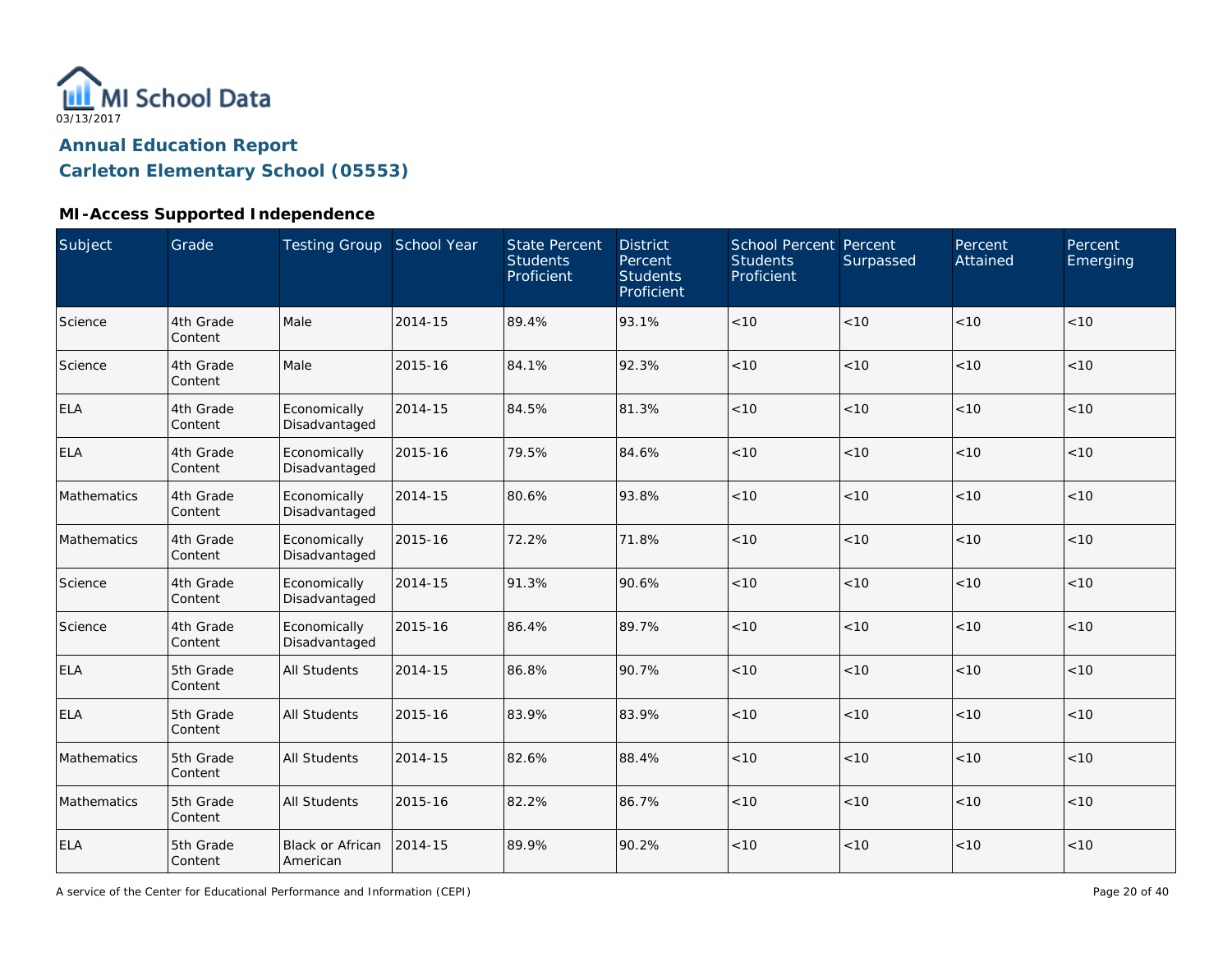03/13/2017

## Annual Education Report

## Carleton Elementary School (05553)

### MI-Access Supported Independence

| Subject | Grade | Testing Group | School Year | State Percent Students Proficient | District Percent Students Proficient | School Percent Students Proficient | Percent Surpassed | Percent Attained | Percent Emerging |
|---|---|---|---|---|---|---|---|---|---|
| Science | 4th Grade Content | Male | 2014-15 | 89.4% | 93.1% | <10 | <10 | <10 | <10 |
| Science | 4th Grade Content | Male | 2015-16 | 84.1% | 92.3% | <10 | <10 | <10 | <10 |
| ELA | 4th Grade Content | Economically Disadvantaged | 2014-15 | 84.5% | 81.3% | <10 | <10 | <10 | <10 |
| ELA | 4th Grade Content | Economically Disadvantaged | 2015-16 | 79.5% | 84.6% | <10 | <10 | <10 | <10 |
| Mathematics | 4th Grade Content | Economically Disadvantaged | 2014-15 | 80.6% | 93.8% | <10 | <10 | <10 | <10 |
| Mathematics | 4th Grade Content | Economically Disadvantaged | 2015-16 | 72.2% | 71.8% | <10 | <10 | <10 | <10 |
| Science | 4th Grade Content | Economically Disadvantaged | 2014-15 | 91.3% | 90.6% | <10 | <10 | <10 | <10 |
| Science | 4th Grade Content | Economically Disadvantaged | 2015-16 | 86.4% | 89.7% | <10 | <10 | <10 | <10 |
| ELA | 5th Grade Content | All Students | 2014-15 | 86.8% | 90.7% | <10 | <10 | <10 | <10 |
| ELA | 5th Grade Content | All Students | 2015-16 | 83.9% | 83.9% | <10 | <10 | <10 | <10 |
| Mathematics | 5th Grade Content | All Students | 2014-15 | 82.6% | 88.4% | <10 | <10 | <10 | <10 |
| Mathematics | 5th Grade Content | All Students | 2015-16 | 82.2% | 86.7% | <10 | <10 | <10 | <10 |
| ELA | 5th Grade Content | Black or African American | 2014-15 | 89.9% | 90.2% | <10 | <10 | <10 | <10 |

A service of the Center for Educational Performance and Information (CEPI)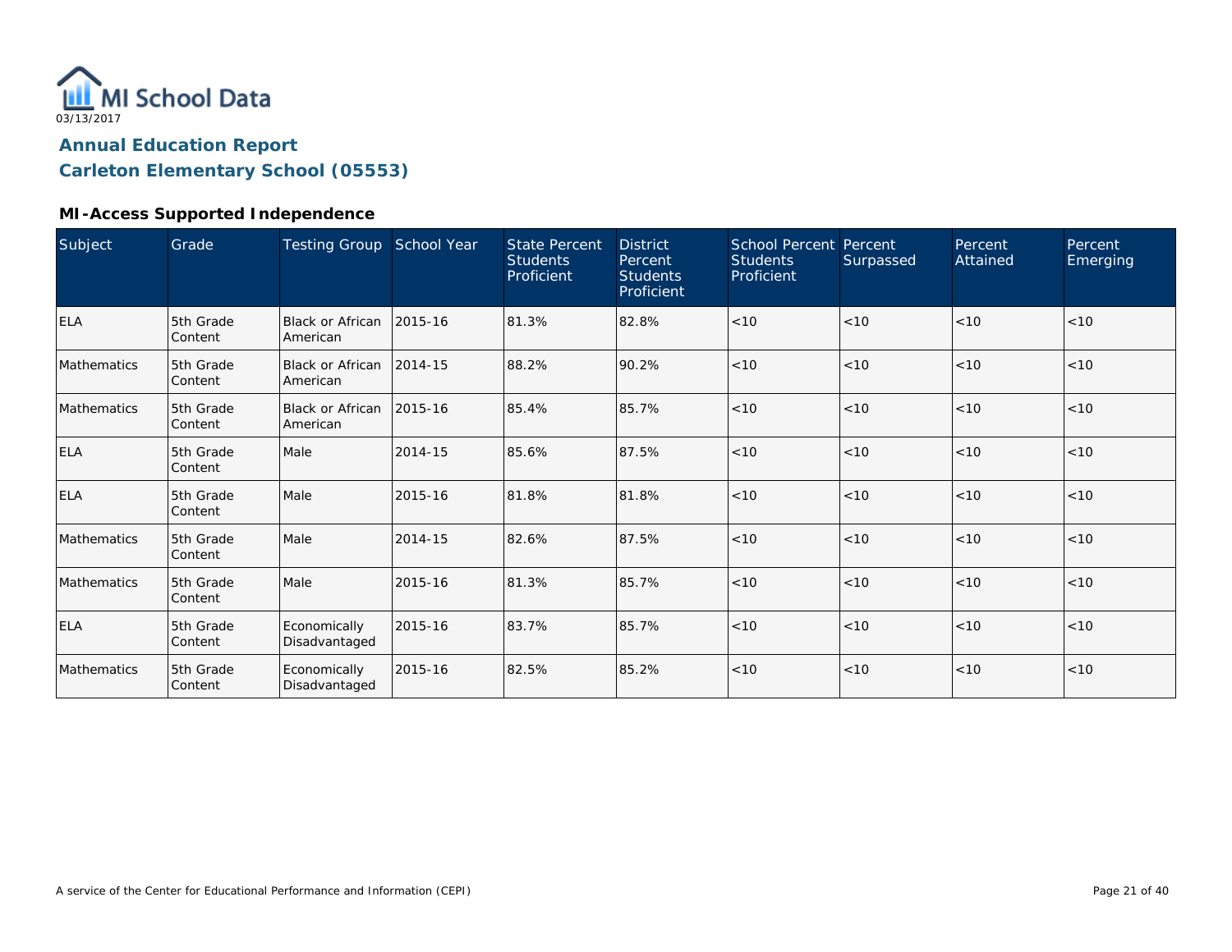MI School Data
03/13/2017

## Annual Education Report

## Carleton Elementary School (05553)

### MI-Access Supported Independence

| Subject | Grade | Testing Group | School Year | State Percent Students Proficient | District Percent Students Proficient | School Percent Students Proficient | Percent Surpassed | Percent Attained | Percent Emerging |
|---|---|---|---|---|---|---|---|---|---|
| ELA | 5th Grade Content | Black or African American | 2015-16 | 81.3% | 82.8% | <10 | <10 | <10 | <10 |
| Mathematics | 5th Grade Content | Black or African American | 2014-15 | 88.2% | 90.2% | <10 | <10 | <10 | <10 |
| Mathematics | 5th Grade Content | Black or African American | 2015-16 | 85.4% | 85.7% | <10 | <10 | <10 | <10 |
| ELA | 5th Grade Content | Male | 2014-15 | 85.6% | 87.5% | <10 | <10 | <10 | <10 |
| ELA | 5th Grade Content | Male | 2015-16 | 81.8% | 81.8% | <10 | <10 | <10 | <10 |
| Mathematics | 5th Grade Content | Male | 2014-15 | 82.6% | 87.5% | <10 | <10 | <10 | <10 |
| Mathematics | 5th Grade Content | Male | 2015-16 | 81.3% | 85.7% | <10 | <10 | <10 | <10 |
| ELA | 5th Grade Content | Economically Disadvantaged | 2015-16 | 83.7% | 85.7% | <10 | <10 | <10 | <10 |
| Mathematics | 5th Grade Content | Economically Disadvantaged | 2015-16 | 82.5% | 85.2% | <10 | <10 | <10 | <10 |

A service of the Center for Educational Performance and Information (CEPI)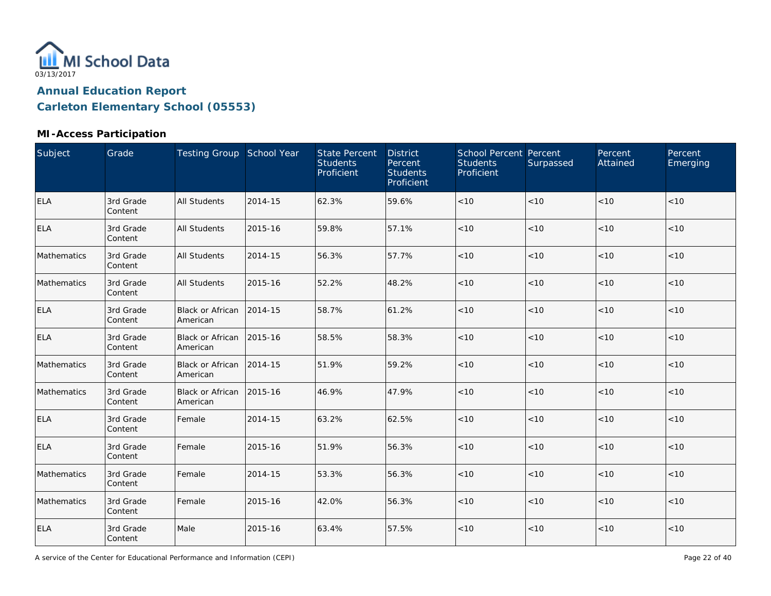MI School Data
03/13/2017

## Annual Education Report
## Carleton Elementary School (05553)

### MI-Access Participation

| Subject | Grade | Testing Group | School Year | State Percent Students Proficient | District Percent Students Proficient | School Percent Students Proficient | Percent Surpassed | Percent Attained | Percent Emerging |
|---|---|---|---|---|---|---|---|---|---|
| ELA | 3rd Grade Content | All Students | 2014-15 | 62.3% | 59.6% | <10 | <10 | <10 | <10 |
| ELA | 3rd Grade Content | All Students | 2015-16 | 59.8% | 57.1% | <10 | <10 | <10 | <10 |
| Mathematics | 3rd Grade Content | All Students | 2014-15 | 56.3% | 57.7% | <10 | <10 | <10 | <10 |
| Mathematics | 3rd Grade Content | All Students | 2015-16 | 52.2% | 48.2% | <10 | <10 | <10 | <10 |
| ELA | 3rd Grade Content | Black or African American | 2014-15 | 58.7% | 61.2% | <10 | <10 | <10 | <10 |
| ELA | 3rd Grade Content | Black or African American | 2015-16 | 58.5% | 58.3% | <10 | <10 | <10 | <10 |
| Mathematics | 3rd Grade Content | Black or African American | 2014-15 | 51.9% | 59.2% | <10 | <10 | <10 | <10 |
| Mathematics | 3rd Grade Content | Black or African American | 2015-16 | 46.9% | 47.9% | <10 | <10 | <10 | <10 |
| ELA | 3rd Grade Content | Female | 2014-15 | 63.2% | 62.5% | <10 | <10 | <10 | <10 |
| ELA | 3rd Grade Content | Female | 2015-16 | 51.9% | 56.3% | <10 | <10 | <10 | <10 |
| Mathematics | 3rd Grade Content | Female | 2014-15 | 53.3% | 56.3% | <10 | <10 | <10 | <10 |
| Mathematics | 3rd Grade Content | Female | 2015-16 | 42.0% | 56.3% | <10 | <10 | <10 | <10 |
| ELA | 3rd Grade Content | Male | 2015-16 | 63.4% | 57.5% | <10 | <10 | <10 | <10 |

A service of the Center for Educational Performance and Information (CEPI)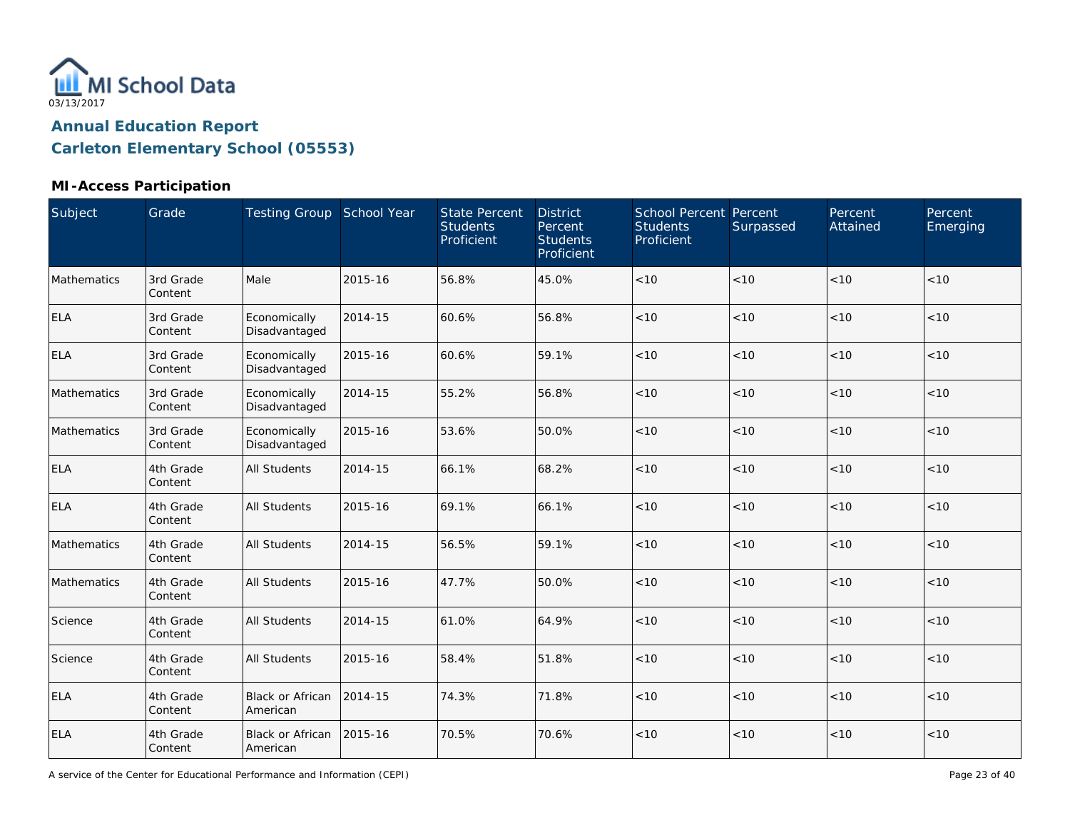MI School Data

03/13/2017

# Annual Education Report

## Carleton Elementary School (05553)

### MI-Access Participation

| Subject | Grade | Testing Group | School Year | State Percent Students Proficient | District Percent Students Proficient | School Percent Students Proficient | Percent Surpassed | Percent Attained | Percent Emerging |
|---|---|---|---|---|---|---|---|---|---|
| Mathematics | 3rd Grade Content | Male | 2015-16 | 56.8% | 45.0% | <10 | <10 | <10 | <10 |
| ELA | 3rd Grade Content | Economically Disadvantaged | 2014-15 | 60.6% | 56.8% | <10 | <10 | <10 | <10 |
| ELA | 3rd Grade Content | Economically Disadvantaged | 2015-16 | 60.6% | 59.1% | <10 | <10 | <10 | <10 |
| Mathematics | 3rd Grade Content | Economically Disadvantaged | 2014-15 | 55.2% | 56.8% | <10 | <10 | <10 | <10 |
| Mathematics | 3rd Grade Content | Economically Disadvantaged | 2015-16 | 53.6% | 50.0% | <10 | <10 | <10 | <10 |
| ELA | 4th Grade Content | All Students | 2014-15 | 66.1% | 68.2% | <10 | <10 | <10 | <10 |
| ELA | 4th Grade Content | All Students | 2015-16 | 69.1% | 66.1% | <10 | <10 | <10 | <10 |
| Mathematics | 4th Grade Content | All Students | 2014-15 | 56.5% | 59.1% | <10 | <10 | <10 | <10 |
| Mathematics | 4th Grade Content | All Students | 2015-16 | 47.7% | 50.0% | <10 | <10 | <10 | <10 |
| Science | 4th Grade Content | All Students | 2014-15 | 61.0% | 64.9% | <10 | <10 | <10 | <10 |
| Science | 4th Grade Content | All Students | 2015-16 | 58.4% | 51.8% | <10 | <10 | <10 | <10 |
| ELA | 4th Grade Content | Black or African American | 2014-15 | 74.3% | 71.8% | <10 | <10 | <10 | <10 |
| ELA | 4th Grade Content | Black or African American | 2015-16 | 70.5% | 70.6% | <10 | <10 | <10 | <10 |

A service of the Center for Educational Performance and Information (CEPI)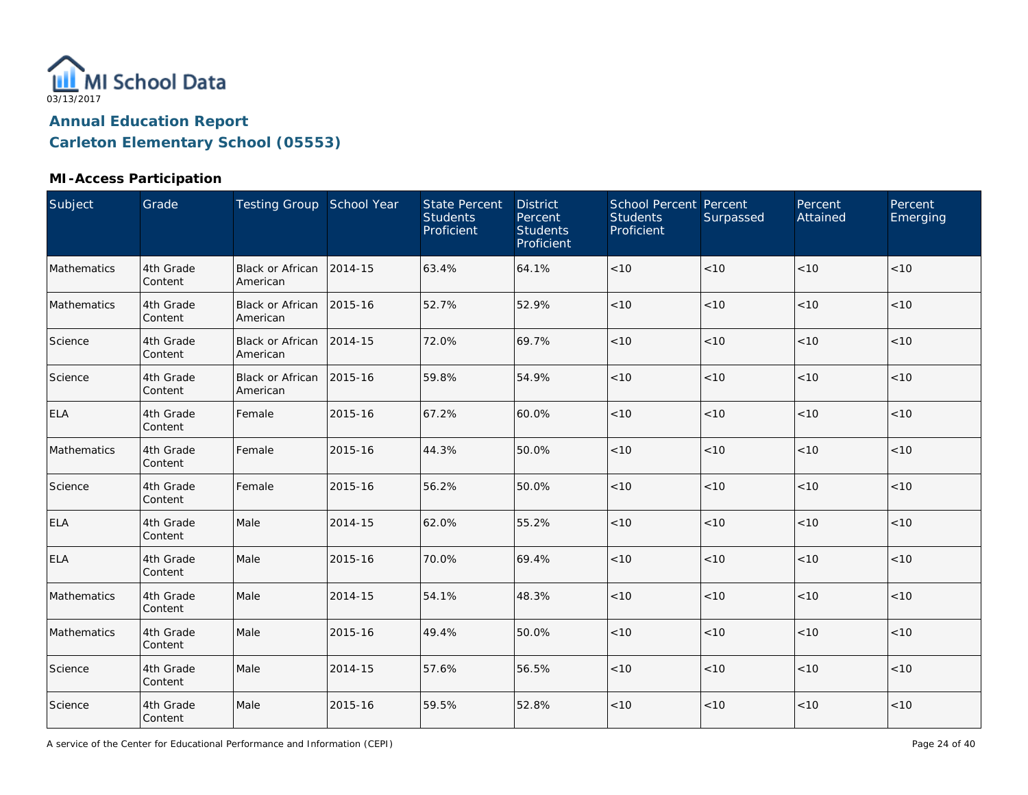MI School Data
03/13/2017

# Annual Education Report

## Carleton Elementary School (05553)

### MI-Access Participation

| Subject | Grade | Testing Group | School Year | State Percent Students Proficient | District Percent Students Proficient | School Percent Students Proficient | Percent Surpassed | Percent Attained | Percent Emerging |
|---|---|---|---|---|---|---|---|---|---|
| Mathematics | 4th Grade Content | Black or African American | 2014-15 | 63.4% | 64.1% | <10 | <10 | <10 | <10 |
| Mathematics | 4th Grade Content | Black or African American | 2015-16 | 52.7% | 52.9% | <10 | <10 | <10 | <10 |
| Science | 4th Grade Content | Black or African American | 2014-15 | 72.0% | 69.7% | <10 | <10 | <10 | <10 |
| Science | 4th Grade Content | Black or African American | 2015-16 | 59.8% | 54.9% | <10 | <10 | <10 | <10 |
| ELA | 4th Grade Content | Female | 2015-16 | 67.2% | 60.0% | <10 | <10 | <10 | <10 |
| Mathematics | 4th Grade Content | Female | 2015-16 | 44.3% | 50.0% | <10 | <10 | <10 | <10 |
| Science | 4th Grade Content | Female | 2015-16 | 56.2% | 50.0% | <10 | <10 | <10 | <10 |
| ELA | 4th Grade Content | Male | 2014-15 | 62.0% | 55.2% | <10 | <10 | <10 | <10 |
| ELA | 4th Grade Content | Male | 2015-16 | 70.0% | 69.4% | <10 | <10 | <10 | <10 |
| Mathematics | 4th Grade Content | Male | 2014-15 | 54.1% | 48.3% | <10 | <10 | <10 | <10 |
| Mathematics | 4th Grade Content | Male | 2015-16 | 49.4% | 50.0% | <10 | <10 | <10 | <10 |
| Science | 4th Grade Content | Male | 2014-15 | 57.6% | 56.5% | <10 | <10 | <10 | <10 |
| Science | 4th Grade Content | Male | 2015-16 | 59.5% | 52.8% | <10 | <10 | <10 | <10 |

A service of the Center for Educational Performance and Information (CEPI)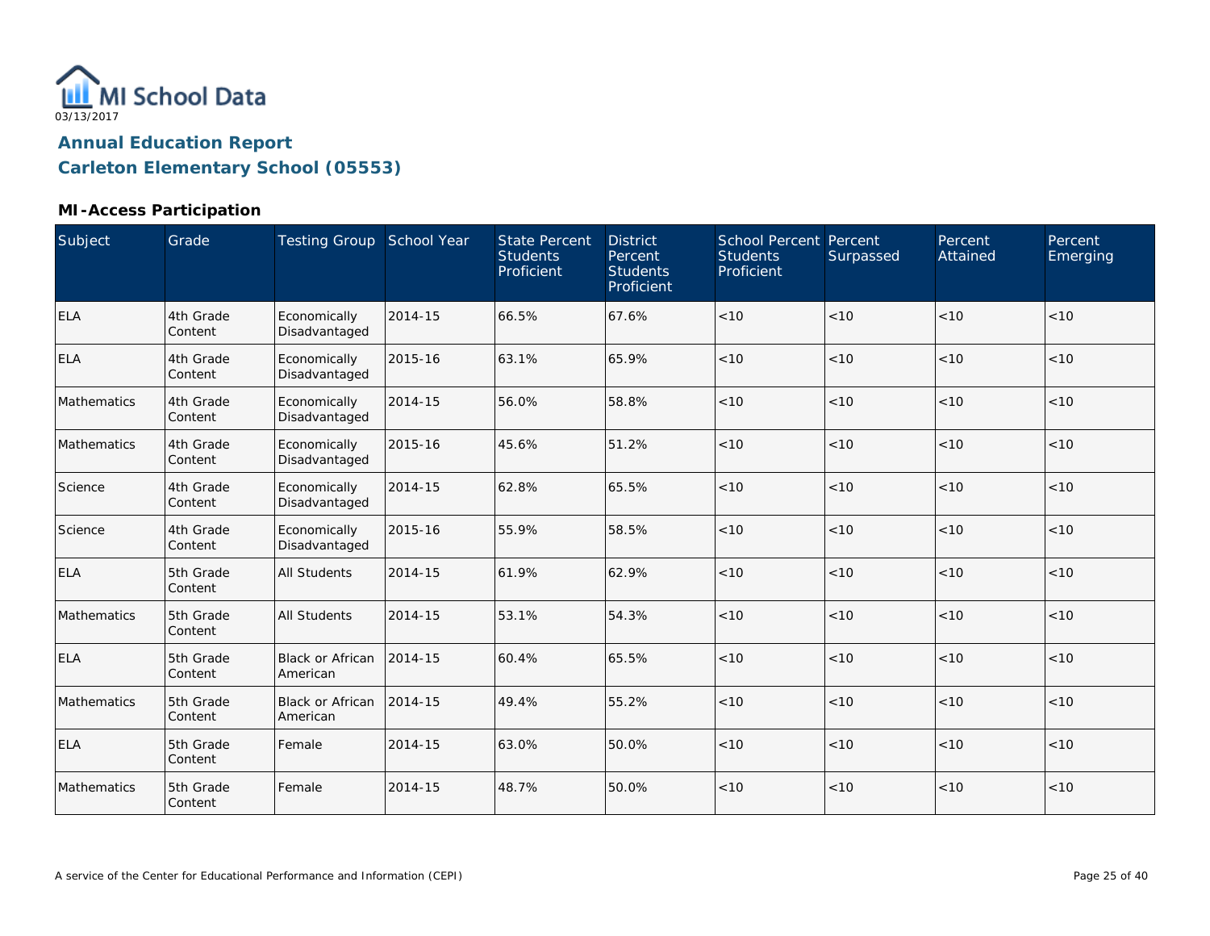MI School Data
03/13/2017

## Annual Education Report
## Carleton Elementary School (05553)

### MI-Access Participation

| Subject | Grade | Testing Group | School Year | State Percent Students Proficient | District Percent Students Proficient | School Percent Students Proficient | Percent Surpassed | Percent Attained | Percent Emerging |
|---|---|---|---|---|---|---|---|---|---|
| ELA | 4th Grade Content | Economically Disadvantaged | 2014-15 | 66.5% | 67.6% | <10 | <10 | <10 | <10 |
| ELA | 4th Grade Content | Economically Disadvantaged | 2015-16 | 63.1% | 65.9% | <10 | <10 | <10 | <10 |
| Mathematics | 4th Grade Content | Economically Disadvantaged | 2014-15 | 56.0% | 58.8% | <10 | <10 | <10 | <10 |
| Mathematics | 4th Grade Content | Economically Disadvantaged | 2015-16 | 45.6% | 51.2% | <10 | <10 | <10 | <10 |
| Science | 4th Grade Content | Economically Disadvantaged | 2014-15 | 62.8% | 65.5% | <10 | <10 | <10 | <10 |
| Science | 4th Grade Content | Economically Disadvantaged | 2015-16 | 55.9% | 58.5% | <10 | <10 | <10 | <10 |
| ELA | 5th Grade Content | All Students | 2014-15 | 61.9% | 62.9% | <10 | <10 | <10 | <10 |
| Mathematics | 5th Grade Content | All Students | 2014-15 | 53.1% | 54.3% | <10 | <10 | <10 | <10 |
| ELA | 5th Grade Content | Black or African American | 2014-15 | 60.4% | 65.5% | <10 | <10 | <10 | <10 |
| Mathematics | 5th Grade Content | Black or African American | 2014-15 | 49.4% | 55.2% | <10 | <10 | <10 | <10 |
| ELA | 5th Grade Content | Female | 2014-15 | 63.0% | 50.0% | <10 | <10 | <10 | <10 |
| Mathematics | 5th Grade Content | Female | 2014-15 | 48.7% | 50.0% | <10 | <10 | <10 | <10 |

A service of the Center for Educational Performance and Information (CEPI)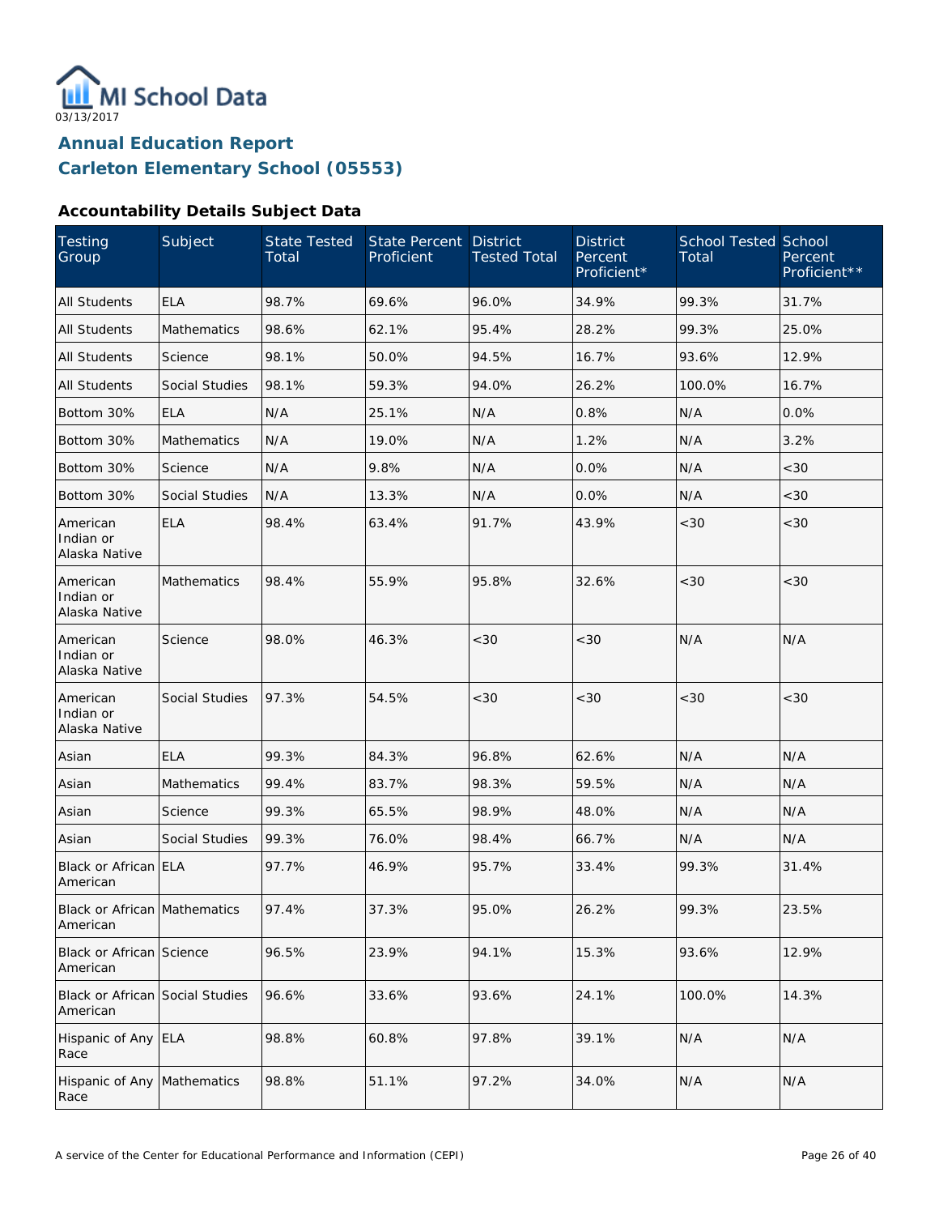# MI School Data

03/13/2017

## Annual Education Report
## Carleton Elementary School (05553)

### Accountability Details Subject Data

| Testing Group | Subject | State Tested Total | State Percent Proficient | District Tested Total | District Percent Proficient* | School Tested Total | School Percent Proficient** |
|---|---|---|---|---|---|---|---|
| All Students | ELA | 98.7% | 69.6% | 96.0% | 34.9% | 99.3% | 31.7% |
| All Students | Mathematics | 98.6% | 62.1% | 95.4% | 28.2% | 99.3% | 25.0% |
| All Students | Science | 98.1% | 50.0% | 94.5% | 16.7% | 93.6% | 12.9% |
| All Students | Social Studies | 98.1% | 59.3% | 94.0% | 26.2% | 100.0% | 16.7% |
| Bottom 30% | ELA | N/A | 25.1% | N/A | 0.8% | N/A | 0.0% |
| Bottom 30% | Mathematics | N/A | 19.0% | N/A | 1.2% | N/A | 3.2% |
| Bottom 30% | Science | N/A | 9.8% | N/A | 0.0% | N/A | <30 |
| Bottom 30% | Social Studies | N/A | 13.3% | N/A | 0.0% | N/A | <30 |
| American Indian or Alaska Native | ELA | 98.4% | 63.4% | 91.7% | 43.9% | <30 | <30 |
| American Indian or Alaska Native | Mathematics | 98.4% | 55.9% | 95.8% | 32.6% | <30 | <30 |
| American Indian or Alaska Native | Science | 98.0% | 46.3% | <30 | <30 | N/A | N/A |
| American Indian or Alaska Native | Social Studies | 97.3% | 54.5% | <30 | <30 | <30 | <30 |
| Asian | ELA | 99.3% | 84.3% | 96.8% | 62.6% | N/A | N/A |
| Asian | Mathematics | 99.4% | 83.7% | 98.3% | 59.5% | N/A | N/A |
| Asian | Science | 99.3% | 65.5% | 98.9% | 48.0% | N/A | N/A |
| Asian | Social Studies | 99.3% | 76.0% | 98.4% | 66.7% | N/A | N/A |
| Black or African American | ELA | 97.7% | 46.9% | 95.7% | 33.4% | 99.3% | 31.4% |
| Black or African American | Mathematics | 97.4% | 37.3% | 95.0% | 26.2% | 99.3% | 23.5% |
| Black or African American | Science | 96.5% | 23.9% | 94.1% | 15.3% | 93.6% | 12.9% |
| Black or African American | Social Studies | 96.6% | 33.6% | 93.6% | 24.1% | 100.0% | 14.3% |
| Hispanic of Any Race | ELA | 98.8% | 60.8% | 97.8% | 39.1% | N/A | N/A |
| Hispanic of Any Race | Mathematics | 98.8% | 51.1% | 97.2% | 34.0% | N/A | N/A |

A service of the Center for Educational Performance and Information (CEPI)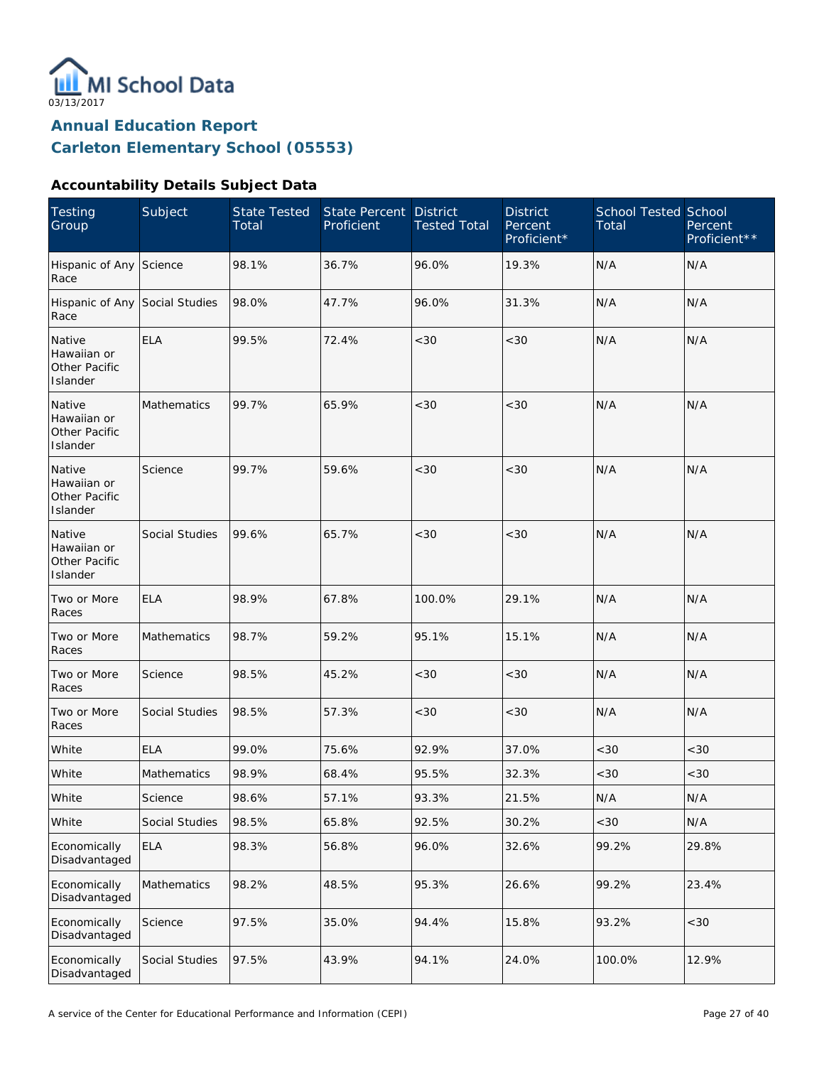MI School Data
03/13/2017

# Annual Education Report
# Carleton Elementary School (05553)

### Accountability Details Subject Data

| Testing Group | Subject | State Tested Total | State Percent Proficient | District Tested Total | District Percent Proficient* | School Tested Total | School Percent Proficient** |
|---|---|---|---|---|---|---|---|
| Hispanic of Any Race | Science | 98.1% | 36.7% | 96.0% | 19.3% | N/A | N/A |
| Hispanic of Any Race | Social Studies | 98.0% | 47.7% | 96.0% | 31.3% | N/A | N/A |
| Native Hawaiian or Other Pacific Islander | ELA | 99.5% | 72.4% | <30 | <30 | N/A | N/A |
| Native Hawaiian or Other Pacific Islander | Mathematics | 99.7% | 65.9% | <30 | <30 | N/A | N/A |
| Native Hawaiian or Other Pacific Islander | Science | 99.7% | 59.6% | <30 | <30 | N/A | N/A |
| Native Hawaiian or Other Pacific Islander | Social Studies | 99.6% | 65.7% | <30 | <30 | N/A | N/A |
| Two or More Races | ELA | 98.9% | 67.8% | 100.0% | 29.1% | N/A | N/A |
| Two or More Races | Mathematics | 98.7% | 59.2% | 95.1% | 15.1% | N/A | N/A |
| Two or More Races | Science | 98.5% | 45.2% | <30 | <30 | N/A | N/A |
| Two or More Races | Social Studies | 98.5% | 57.3% | <30 | <30 | N/A | N/A |
| White | ELA | 99.0% | 75.6% | 92.9% | 37.0% | <30 | <30 |
| White | Mathematics | 98.9% | 68.4% | 95.5% | 32.3% | <30 | <30 |
| White | Science | 98.6% | 57.1% | 93.3% | 21.5% | N/A | N/A |
| White | Social Studies | 98.5% | 65.8% | 92.5% | 30.2% | <30 | N/A |
| Economically Disadvantaged | ELA | 98.3% | 56.8% | 96.0% | 32.6% | 99.2% | 29.8% |
| Economically Disadvantaged | Mathematics | 98.2% | 48.5% | 95.3% | 26.6% | 99.2% | 23.4% |
| Economically Disadvantaged | Science | 97.5% | 35.0% | 94.4% | 15.8% | 93.2% | <30 |
| Economically Disadvantaged | Social Studies | 97.5% | 43.9% | 94.1% | 24.0% | 100.0% | 12.9% |

A service of the Center for Educational Performance and Information (CEPI)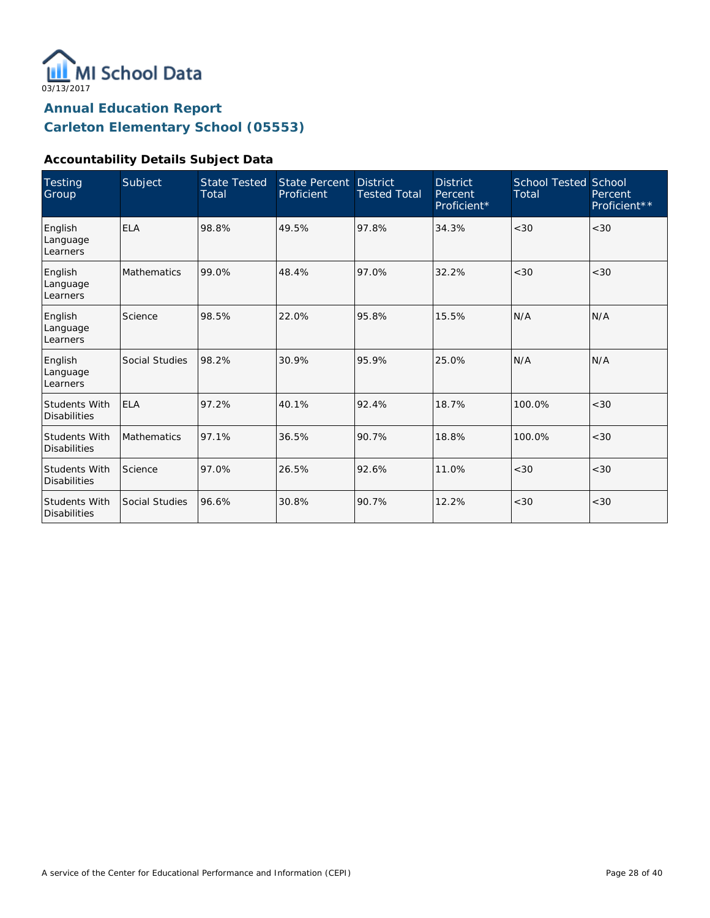MI School Data
03/13/2017

# Annual Education Report
# Carleton Elementary School (05553)

### Accountability Details Subject Data

| Testing Group | Subject | State Tested Total | State Percent Proficient | District Tested Total | District Percent Proficient* | School Tested Total | School Percent Proficient** |
|---|---|---|---|---|---|---|---|
| English Language Learners | ELA | 98.8% | 49.5% | 97.8% | 34.3% | <30 | <30 |
| English Language Learners | Mathematics | 99.0% | 48.4% | 97.0% | 32.2% | <30 | <30 |
| English Language Learners | Science | 98.5% | 22.0% | 95.8% | 15.5% | N/A | N/A |
| English Language Learners | Social Studies | 98.2% | 30.9% | 95.9% | 25.0% | N/A | N/A |
| Students With Disabilities | ELA | 97.2% | 40.1% | 92.4% | 18.7% | 100.0% | <30 |
| Students With Disabilities | Mathematics | 97.1% | 36.5% | 90.7% | 18.8% | 100.0% | <30 |
| Students With Disabilities | Science | 97.0% | 26.5% | 92.6% | 11.0% | <30 | <30 |
| Students With Disabilities | Social Studies | 96.6% | 30.8% | 90.7% | 12.2% | <30 | <30 |

A service of the Center for Educational Performance and Information (CEPI)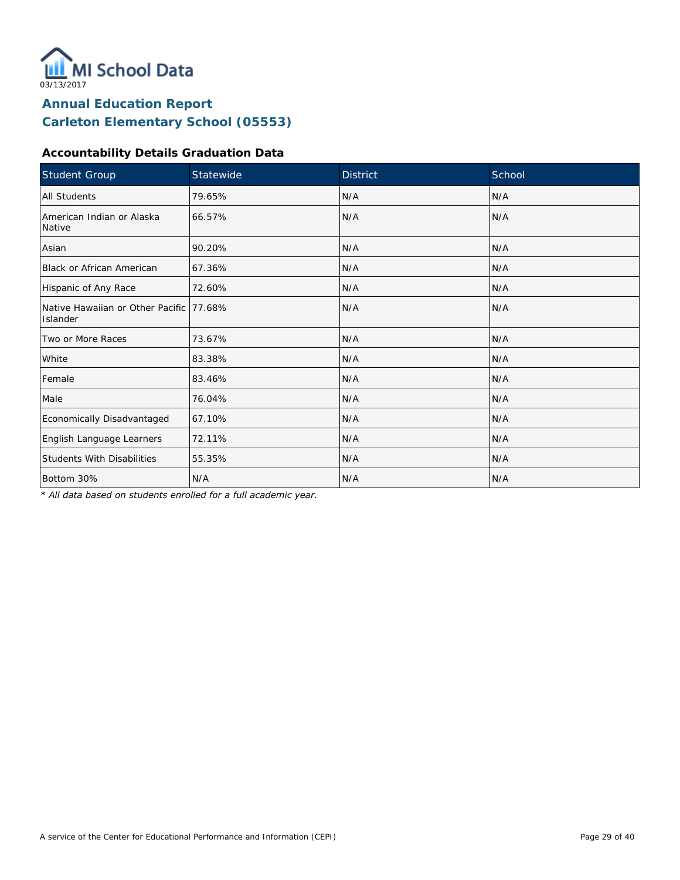MI School Data

03/13/2017

## Annual Education Report
## Carleton Elementary School (05553)

### Accountability Details Graduation Data

| Student Group | Statewide | District | School |
|---|---|---|---|
| All Students | 79.65% | N/A | N/A |
| American Indian or Alaska Native | 66.57% | N/A | N/A |
| Asian | 90.20% | N/A | N/A |
| Black or African American | 67.36% | N/A | N/A |
| Hispanic of Any Race | 72.60% | N/A | N/A |
| Native Hawaiian or Other Pacific Islander | 77.68% | N/A | N/A |
| Two or More Races | 73.67% | N/A | N/A |
| White | 83.38% | N/A | N/A |
| Female | 83.46% | N/A | N/A |
| Male | 76.04% | N/A | N/A |
| Economically Disadvantaged | 67.10% | N/A | N/A |
| English Language Learners | 72.11% | N/A | N/A |
| Students With Disabilities | 55.35% | N/A | N/A |
| Bottom 30% | N/A | N/A | N/A |

*\* All data based on students enrolled for a full academic year.*

A service of the Center for Educational Performance and Information (CEPI)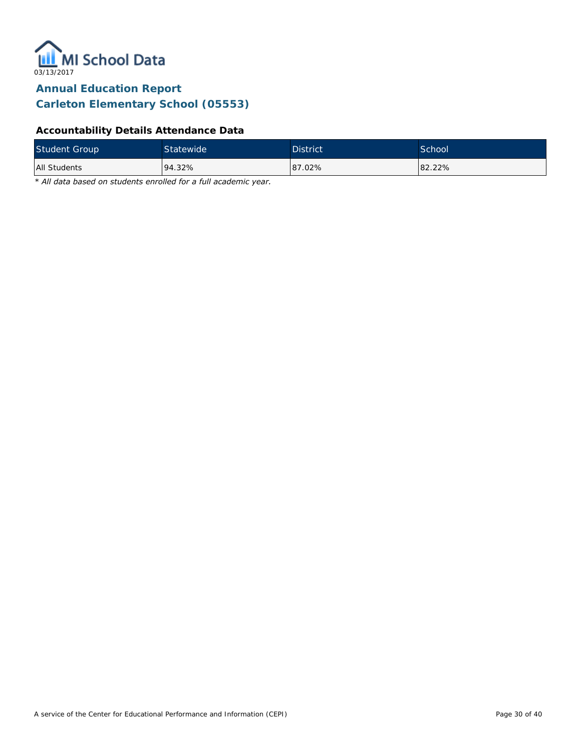03/13/2017

# Annual Education Report
## Carleton Elementary School (05553)

### Accountability Details Attendance Data

| Student Group | Statewide | District | School |
|---|---|---|---|
| All Students | 94.32% | 87.02% | 82.22% |

*\* All data based on students enrolled for a full academic year.*

A service of the Center for Educational Performance and Information (CEPI)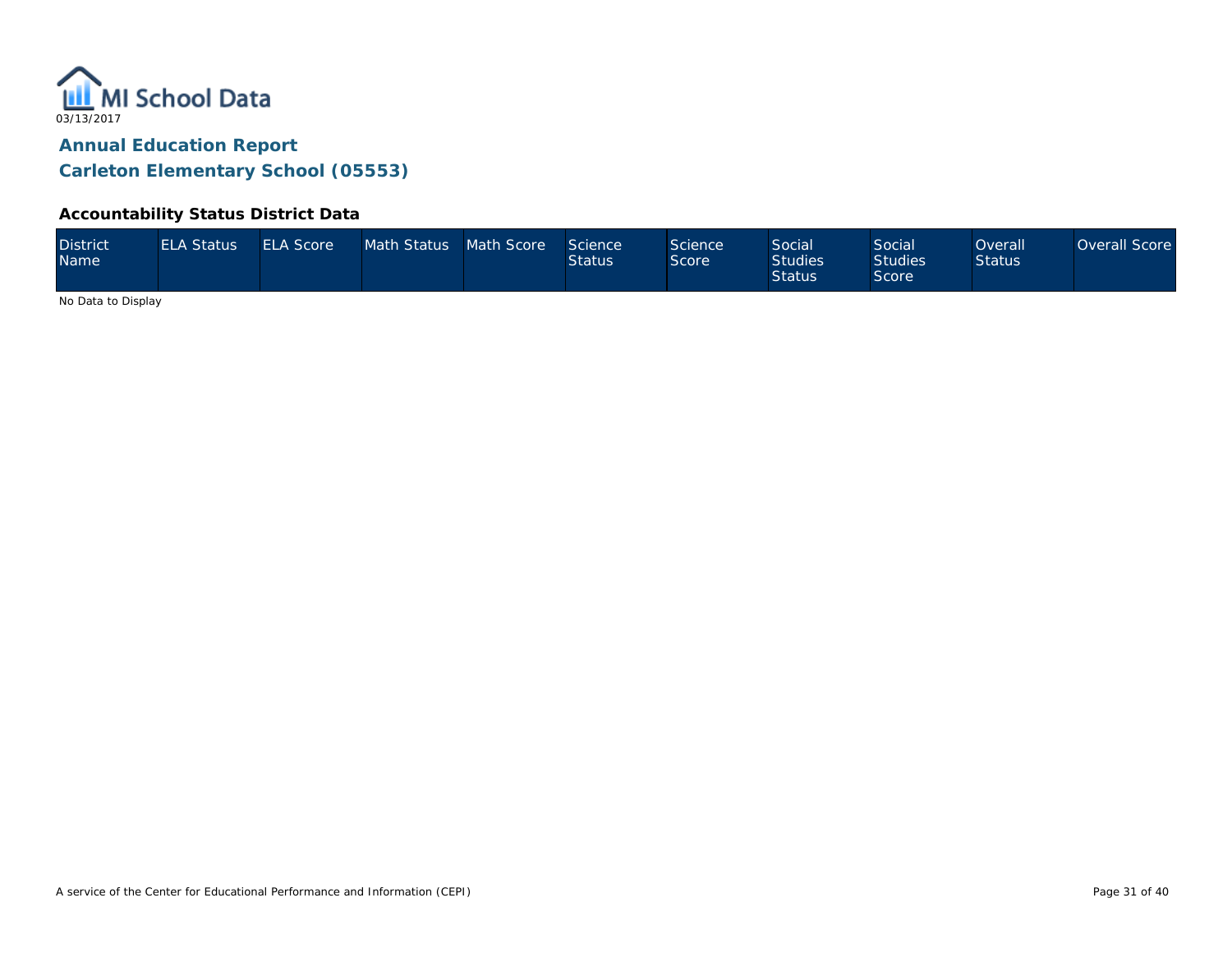# Annual Education Report

## Carleton Elementary School (05553)

### Accountability Status District Data

| District Name | ELA Status | ELA Score | Math Status | Math Score | Science Status | Science Score | Social Studies Status | Social Studies Score | Overall Status | Overall Score |
|---|---|---|---|---|---|---|---|---|---|---|

No Data to Display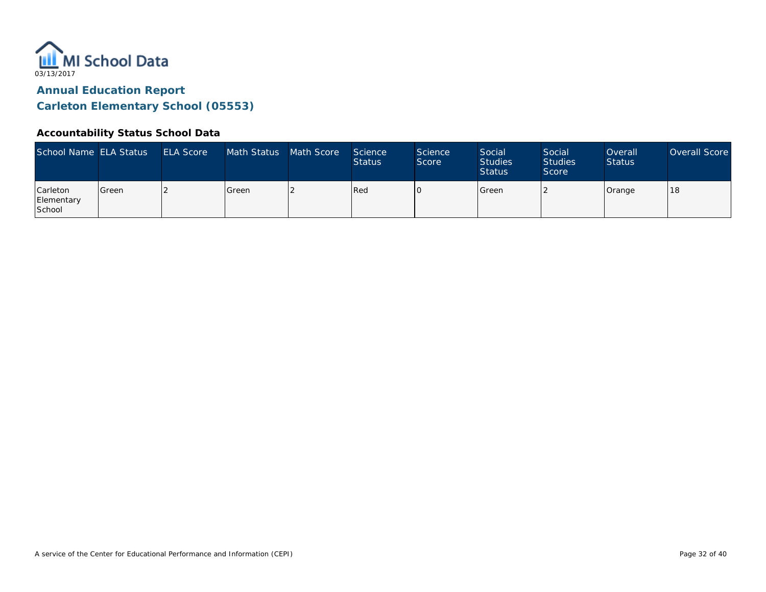MI School Data
03/13/2017

## Annual Education Report
## Carleton Elementary School (05553)

### Accountability Status School Data

| School Name | ELA Status | ELA Score | Math Status | Math Score | Science Status | Science Score | Social Studies Status | Social Studies Score | Overall Status | Overall Score |
|---|---|---|---|---|---|---|---|---|---|---|
| Carleton Elementary School | Green | 2 | Green | 2 | Red | 0 | Green | 2 | Orange | 18 |

A service of the Center for Educational Performance and Information (CEPI)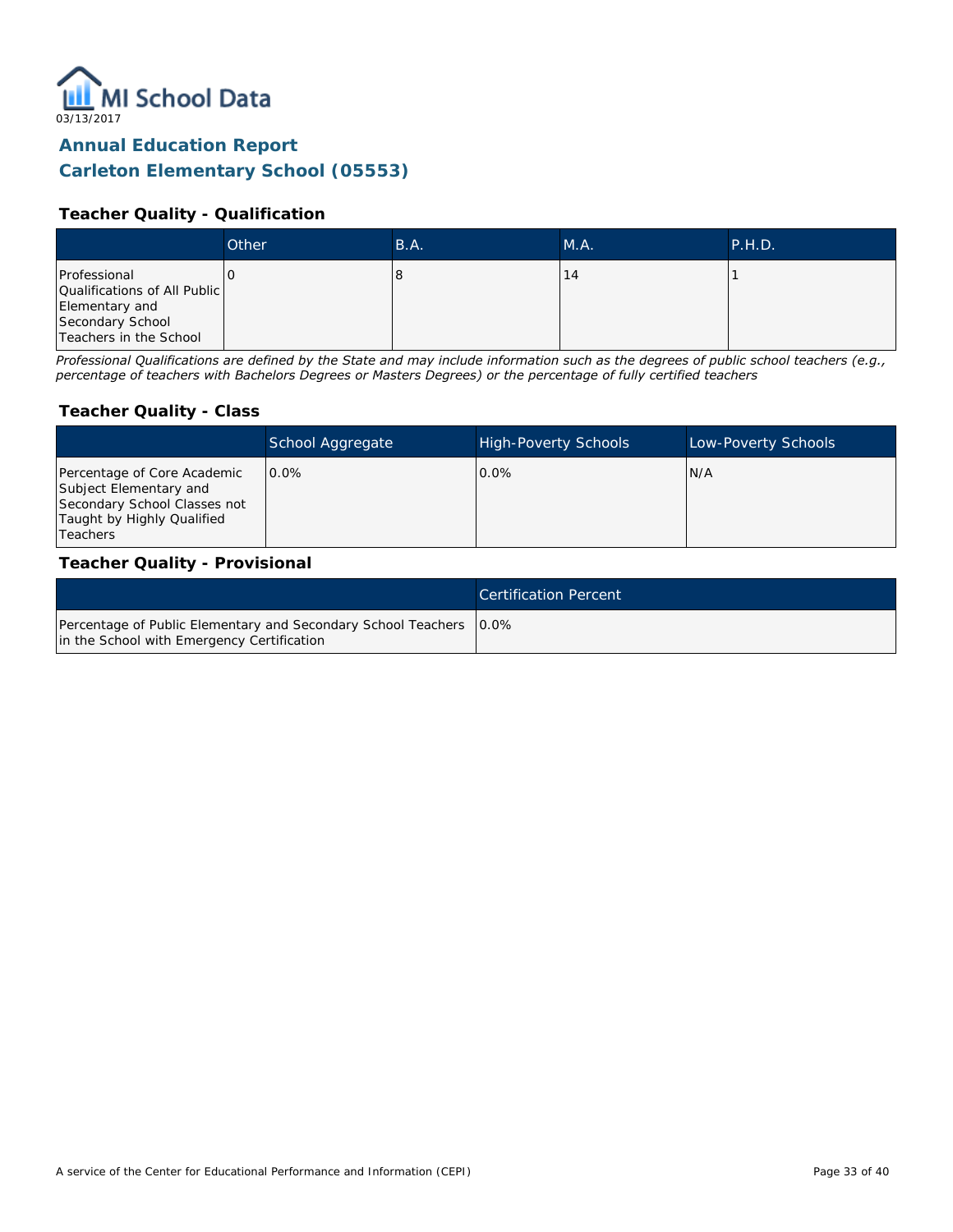MI School Data

03/13/2017

## Annual Education Report
## Carleton Elementary School (05553)

### Teacher Quality - Qualification

| | Other | B.A. | M.A. | P.H.D. |
|---|---|---|---|---|
| Professional Qualifications of All Public Elementary and Secondary School Teachers in the School | 0 | 8 | 14 | 1 |

*Professional Qualifications are defined by the State and may include information such as the degrees of public school teachers (e.g., percentage of teachers with Bachelors Degrees or Masters Degrees) or the percentage of fully certified teachers*

### Teacher Quality - Class

| | School Aggregate | High-Poverty Schools | Low-Poverty Schools |
|---|---|---|---|
| Percentage of Core Academic Subject Elementary and Secondary School Classes not Taught by Highly Qualified Teachers | 0.0% | 0.0% | N/A |

### Teacher Quality - Provisional

| | Certification Percent |
|---|---|
| Percentage of Public Elementary and Secondary School Teachers in the School with Emergency Certification | 0.0% |

A service of the Center for Educational Performance and Information (CEPI)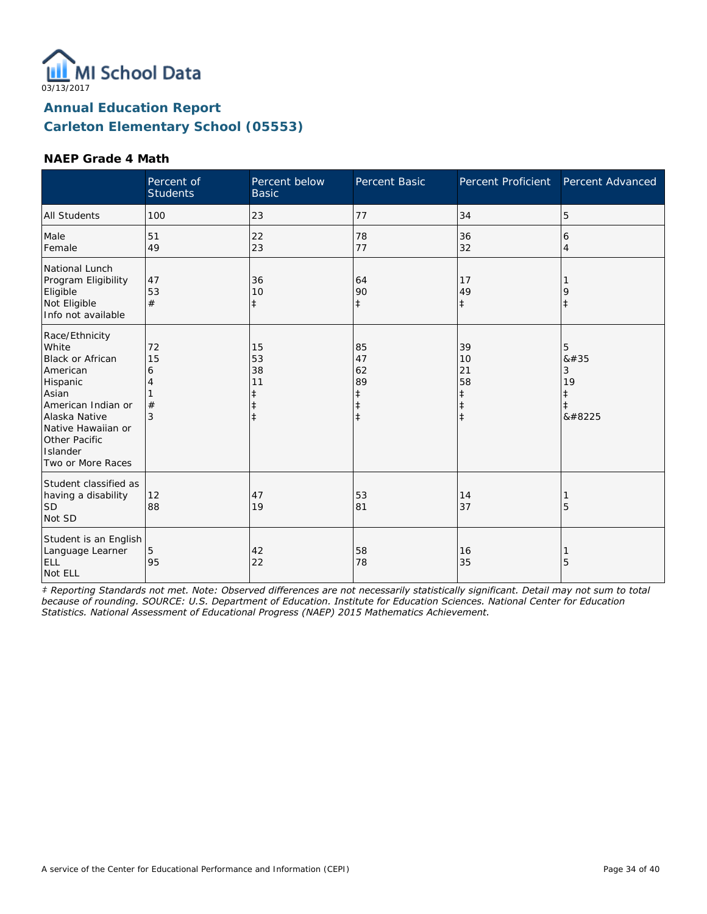03/13/2017

# Annual Education Report

## Carleton Elementary School (05553)

### NAEP Grade 4 Math

| | Percent of Students | Percent below Basic | Percent Basic | Percent Proficient | Percent Advanced |
|---|---|---|---|---|---|
| All Students | 100 | 23 | 77 | 34 | 5 |
| Male | 51 | 22 | 78 | 36 | 6 |
| Female | 49 | 23 | 77 | 32 | 4 |
| National Lunch Program Eligibility | | | | | |
| Eligible | 47 | 36 | 64 | 17 | 1 |
| Not Eligible | 53 | 10 | 90 | 49 | 9 |
| Info not available | # | ‡ | ‡ | ‡ | ‡ |
| Race/Ethnicity | | | | | |
| White | 72 | 15 | 85 | 39 | 5 |
| Black or African American | 15 | 53 | 47 | 10 | &#35 |
| Hispanic | 6 | 38 | 62 | 21 | 3 |
| Asian | 4 | 11 | 89 | 58 | 19 |
| American Indian or Alaska Native | 1 | ‡ | ‡ | ‡ | ‡ |
| Native Hawaiian or Other Pacific Islander | # | ‡ | ‡ | ‡ | ‡ |
| Two or More Races | 3 | ‡ | ‡ | ‡ | &#8225 |
| Student classified as having a disability | | | | | |
| SD | 12 | 47 | 53 | 14 | 1 |
| Not SD | 88 | 19 | 81 | 37 | 5 |
| Student is an English Language Learner | | | | | |
| ELL | 5 | 42 | 58 | 16 | 1 |
| Not ELL | 95 | 22 | 78 | 35 | 5 |

*‡ Reporting Standards not met. Note: Observed differences are not necessarily statistically significant. Detail may not sum to total because of rounding. SOURCE: U.S. Department of Education. Institute for Education Sciences. National Center for Education Statistics. National Assessment of Educational Progress (NAEP) 2015 Mathematics Achievement.*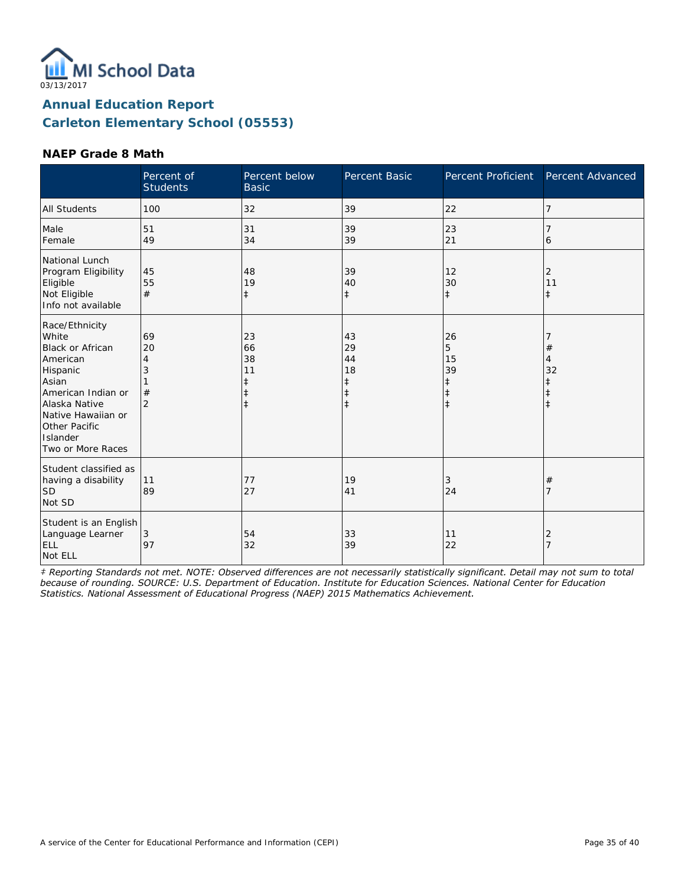MI School Data
03/13/2017

## Annual Education Report
## Carleton Elementary School (05553)

### NAEP Grade 8 Math

| | Percent of Students | Percent below Basic | Percent Basic | Percent Proficient | Percent Advanced |
|---|---|---|---|---|---|
| All Students | 100 | 32 | 39 | 22 | 7 |
| Male | 51 | 31 | 39 | 23 | 7 |
| Female | 49 | 34 | 39 | 21 | 6 |
| National Lunch Program Eligibility | | | | | |
| Eligible | 45 | 48 | 39 | 12 | 2 |
| Not Eligible | 55 | 19 | 40 | 30 | 11 |
| Info not available | # | ‡ | ‡ | ‡ | ‡ |
| Race/Ethnicity | | | | | |
| White | 69 | 23 | 43 | 26 | 7 |
| Black or African American | 20 | 66 | 29 | 5 | # |
| Hispanic | 4 | 38 | 44 | 15 | 4 |
| Asian | 3 | 11 | 18 | 39 | 32 |
| American Indian or Alaska Native | 1 | ‡ | ‡ | ‡ | ‡ |
| Native Hawaiian or Other Pacific Islander | # | ‡ | ‡ | ‡ | ‡ |
| Two or More Races | 2 | ‡ | ‡ | ‡ | ‡ |
| Student classified as having a disability | | | | | |
| SD | 11 | 77 | 19 | 3 | # |
| Not SD | 89 | 27 | 41 | 24 | 7 |
| Student is an English Language Learner | | | | | |
| ELL | 3 | 54 | 33 | 11 | 2 |
| Not ELL | 97 | 32 | 39 | 22 | 7 |

*‡ Reporting Standards not met. NOTE: Observed differences are not necessarily statistically significant. Detail may not sum to total because of rounding. SOURCE: U.S. Department of Education. Institute for Education Sciences. National Center for Education Statistics. National Assessment of Educational Progress (NAEP) 2015 Mathematics Achievement.*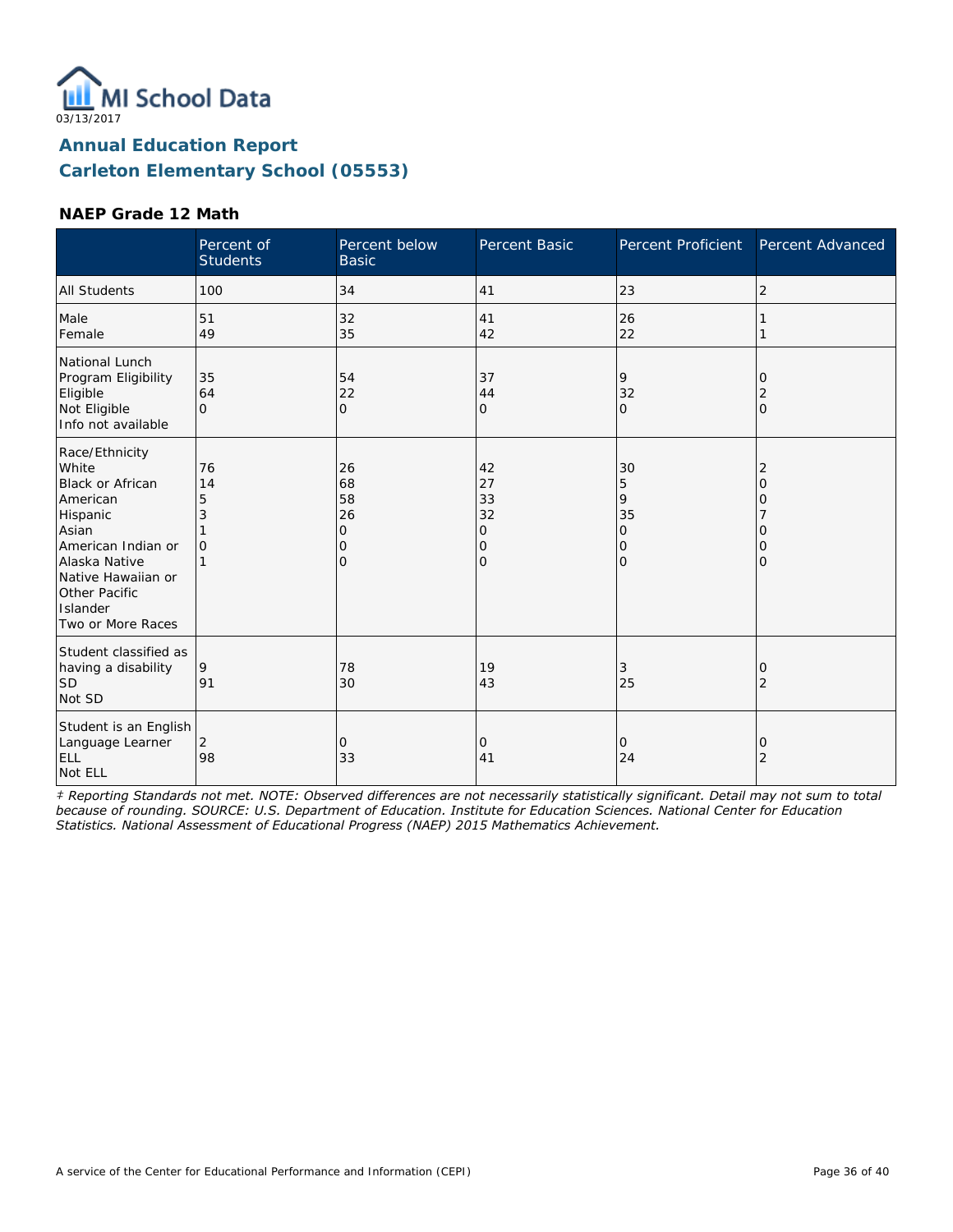MI School Data

03/13/2017

## Annual Education Report
## Carleton Elementary School (05553)

### NAEP Grade 12 Math

| | Percent of Students | Percent below Basic | Percent Basic | Percent Proficient | Percent Advanced |
|---|---|---|---|---|---|
| All Students | 100 | 34 | 41 | 23 | 2 |
| Male | 51 | 32 | 41 | 26 | 1 |
| Female | 49 | 35 | 42 | 22 | 1 |
| National Lunch Program Eligibility | | | | | |
| Eligible | 35 | 54 | 37 | 9 | 0 |
| Not Eligible | 64 | 22 | 44 | 32 | 2 |
| Info not available | 0 | 0 | 0 | 0 | 0 |
| Race/Ethnicity | | | | | |
| White | 76 | 26 | 42 | 30 | 2 |
| Black or African American | 14 | 68 | 27 | 5 | 0 |
| Hispanic | 5 | 58 | 33 | 9 | 0 |
| Asian | 3 | 26 | 32 | 35 | 7 |
| American Indian or Alaska Native | 1 | 0 | 0 | 0 | 0 |
| Native Hawaiian or Other Pacific Islander | 0 | 0 | 0 | 0 | 0 |
| Two or More Races | 1 | 0 | 0 | 0 | 0 |
| Student classified as having a disability | | | | | |
| SD | 9 | 78 | 19 | 3 | 0 |
| Not SD | 91 | 30 | 43 | 25 | 2 |
| Student is an English Language Learner | | | | | |
| ELL | 2 | 0 | 0 | 0 | 0 |
| Not ELL | 98 | 33 | 41 | 24 | 2 |

*‡ Reporting Standards not met. NOTE: Observed differences are not necessarily statistically significant. Detail may not sum to total because of rounding. SOURCE: U.S. Department of Education. Institute for Education Sciences. National Center for Education Statistics. National Assessment of Educational Progress (NAEP) 2015 Mathematics Achievement.*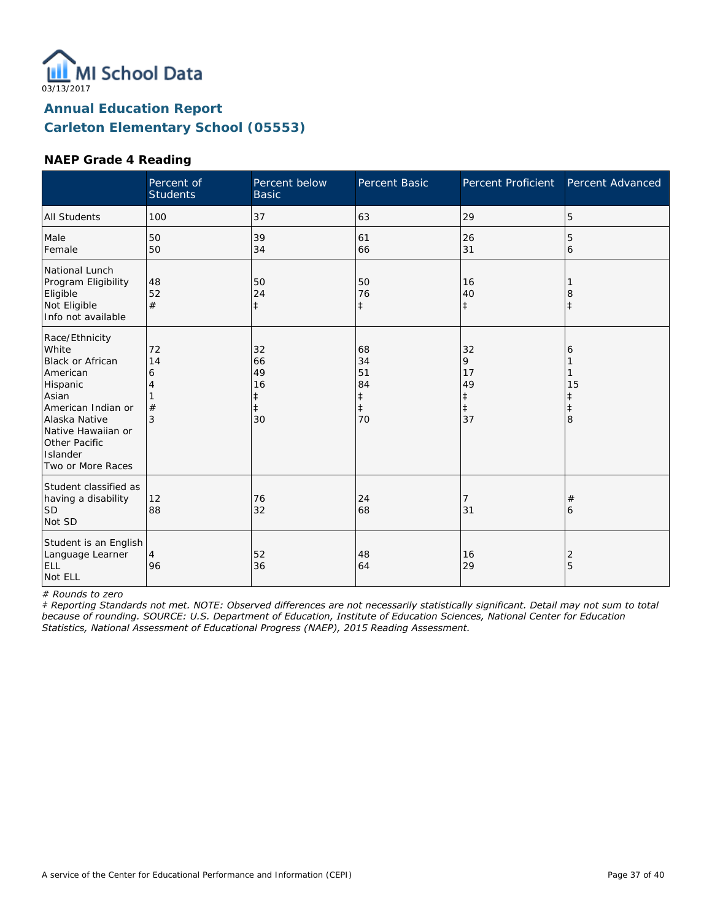MI School Data

03/13/2017

## Annual Education Report
## Carleton Elementary School (05553)

### NAEP Grade 4 Reading

| | Percent of Students | Percent below Basic | Percent Basic | Percent Proficient | Percent Advanced |
|---|---|---|---|---|---|
| All Students | 100 | 37 | 63 | 29 | 5 |
| Male | 50 | 39 | 61 | 26 | 5 |
| Female | 50 | 34 | 66 | 31 | 6 |
| National Lunch Program Eligibility | | | | | |
| Eligible | 48 | 50 | 50 | 16 | 1 |
| Not Eligible | 52 | 24 | 76 | 40 | 8 |
| Info not available | # | ‡ | ‡ | ‡ | ‡ |
| Race/Ethnicity | | | | | |
| White | 72 | 32 | 68 | 32 | 6 |
| Black or African American | 14 | 66 | 34 | 9 | 1 |
| Hispanic | 6 | 49 | 51 | 17 | 1 |
| Asian | 4 | 16 | 84 | 49 | 15 |
| American Indian or Alaska Native | 1 | ‡ | ‡ | ‡ | ‡ |
| Native Hawaiian or Other Pacific Islander | # | ‡ | ‡ | ‡ | ‡ |
| Two or More Races | 3 | 30 | 70 | 37 | 8 |
| Student classified as having a disability | | | | | |
| SD | 12 | 76 | 24 | 7 | # |
| Not SD | 88 | 32 | 68 | 31 | 6 |
| Student is an English Language Learner | | | | | |
| ELL | 4 | 52 | 48 | 16 | 2 |
| Not ELL | 96 | 36 | 64 | 29 | 5 |

*# Rounds to zero*

*‡ Reporting Standards not met. NOTE: Observed differences are not necessarily statistically significant. Detail may not sum to total because of rounding. SOURCE: U.S. Department of Education, Institute of Education Sciences, National Center for Education Statistics, National Assessment of Educational Progress (NAEP), 2015 Reading Assessment.*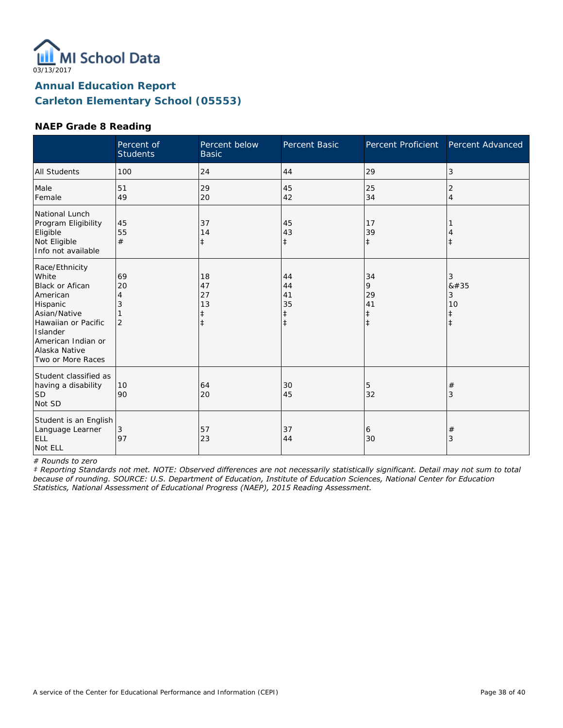03/13/2017

## Annual Education Report
## Carleton Elementary School (05553)

### NAEP Grade 8 Reading

| | Percent of Students | Percent below Basic | Percent Basic | Percent Proficient | Percent Advanced |
|---|---|---|---|---|---|
| All Students | 100 | 24 | 44 | 29 | 3 |
| Male | 51 | 29 | 45 | 25 | 2 |
| Female | 49 | 20 | 42 | 34 | 4 |
| National Lunch Program Eligibility | | | | | |
| Eligible | 45 | 37 | 45 | 17 | 1 |
| Not Eligible | 55 | 14 | 43 | 39 | 4 |
| Info not available | # | ‡ | ‡ | ‡ | ‡ |
| Race/Ethnicity | | | | | |
| White | 69 | 18 | 44 | 34 | 3 |
| Black or Afican American | 20 | 47 | 44 | 9 | &#35 |
| Hispanic | 4 | 27 | 41 | 29 | 3 |
| Asian/Native Hawaiian or Pacific Islander | 3 | 13 | 35 | 41 | 10 |
| American Indian or Alaska Native | 1 | ‡ | ‡ | ‡ | ‡ |
| Two or More Races | 2 | ‡ | ‡ | ‡ | ‡ |
| Student classified as having a disability | | | | | |
| SD | 10 | 64 | 30 | 5 | # |
| Not SD | 90 | 20 | 45 | 32 | 3 |
| Student is an English Language Learner | | | | | |
| ELL | 3 | 57 | 37 | 6 | # |
| Not ELL | 97 | 23 | 44 | 30 | 3 |

*# Rounds to zero*

*‡ Reporting Standards not met. NOTE: Observed differences are not necessarily statistically significant. Detail may not sum to total because of rounding. SOURCE: U.S. Department of Education, Institute of Education Sciences, National Center for Education Statistics, National Assessment of Educational Progress (NAEP), 2015 Reading Assessment.*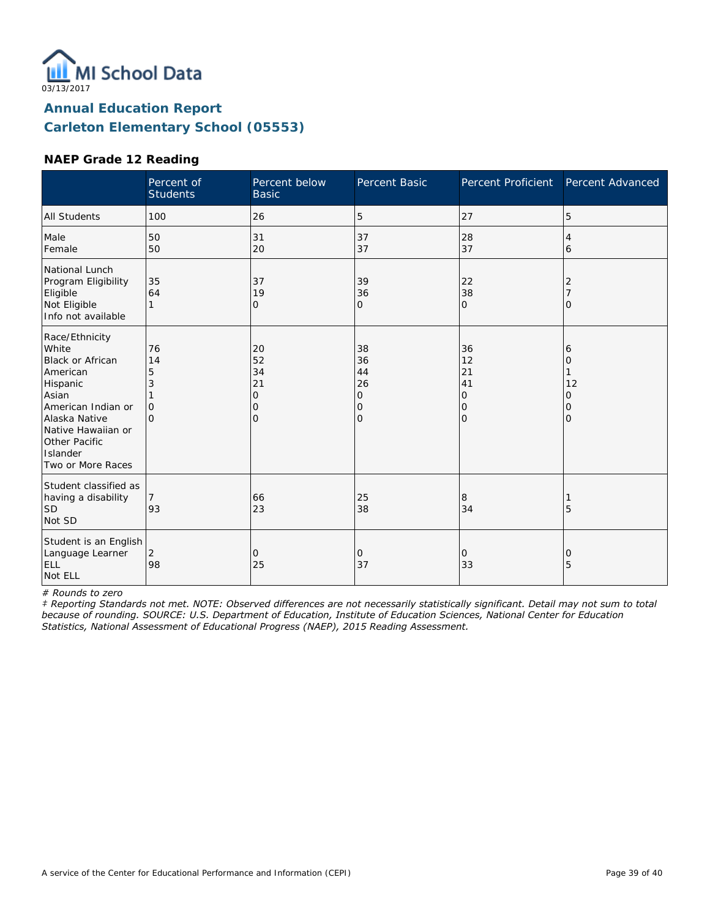MI School Data
03/13/2017

## Annual Education Report
## Carleton Elementary School (05553)

### NAEP Grade 12 Reading

| | Percent of Students | Percent below Basic | Percent Basic | Percent Proficient | Percent Advanced |
|---|---|---|---|---|---|
| All Students | 100 | 26 | 5 | 27 | 5 |
| Male | 50 | 31 | 37 | 28 | 4 |
| Female | 50 | 20 | 37 | 37 | 6 |
| National Lunch Program Eligibility | | | | | |
| Eligible | 35 | 37 | 39 | 22 | 2 |
| Not Eligible | 64 | 19 | 36 | 38 | 7 |
| Info not available | 1 | 0 | 0 | 0 | 0 |
| Race/Ethnicity | | | | | |
| White | 76 | 20 | 38 | 36 | 6 |
| Black or African American | 14 | 52 | 36 | 12 | 0 |
| Hispanic | 5 | 34 | 44 | 21 | 1 |
| Asian | 3 | 21 | 26 | 41 | 12 |
| American Indian or Alaska Native | 1 | 0 | 0 | 0 | 0 |
| Native Hawaiian or Other Pacific Islander | 0 | 0 | 0 | 0 | 0 |
| Two or More Races | 0 | 0 | 0 | 0 | 0 |
| Student classified as having a disability | | | | | |
| SD | 7 | 66 | 25 | 8 | 1 |
| Not SD | 93 | 23 | 38 | 34 | 5 |
| Student is an English Language Learner | | | | | |
| ELL | 2 | 0 | 0 | 0 | 0 |
| Not ELL | 98 | 25 | 37 | 33 | 5 |

*# Rounds to zero*

*‡ Reporting Standards not met. NOTE: Observed differences are not necessarily statistically significant. Detail may not sum to total because of rounding. SOURCE: U.S. Department of Education, Institute of Education Sciences, National Center for Education Statistics, National Assessment of Educational Progress (NAEP), 2015 Reading Assessment.*

A service of the Center for Educational Performance and Information (CEPI)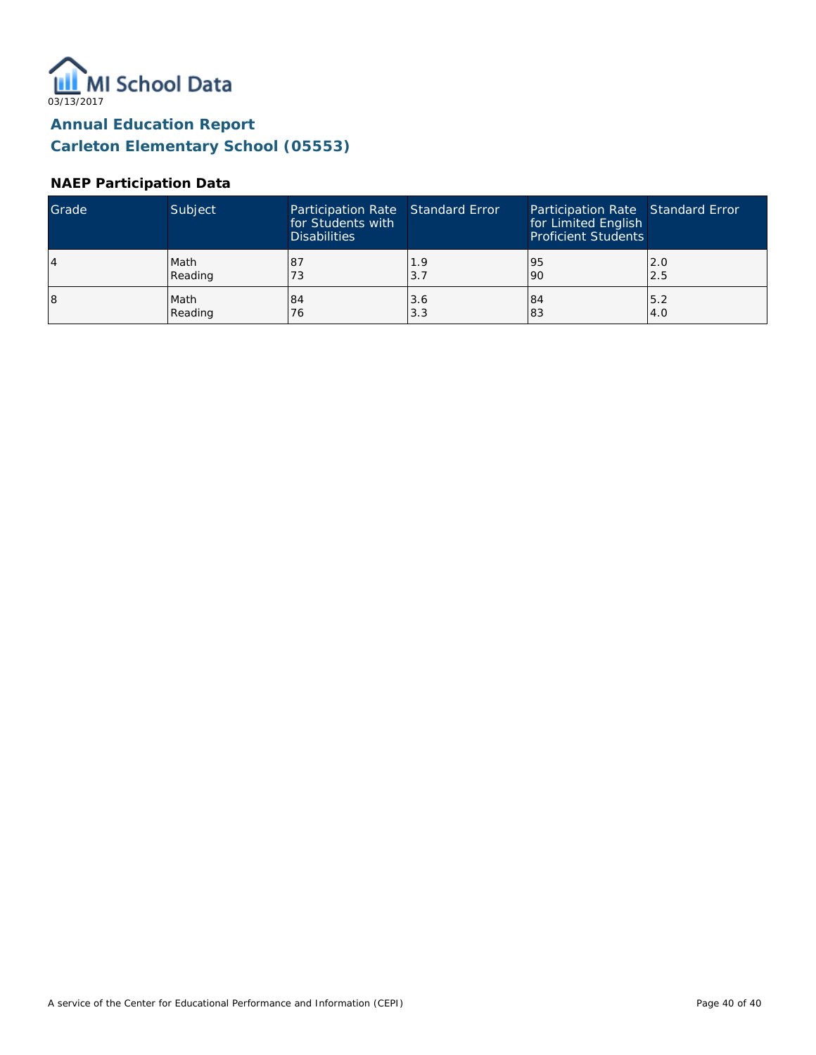MI School Data

03/13/2017

# Annual Education Report

# Carleton Elementary School (05553)

### NAEP Participation Data

| Grade | Subject | Participation Rate for Students with Disabilities | Standard Error | Participation Rate for Limited English Proficient Students | Standard Error |
|---|---|---|---|---|---|
| 4 | Math | 87 | 1.9 | 95 | 2.0 |
| | Reading | 73 | 3.7 | 90 | 2.5 |
| 8 | Math | 84 | 3.6 | 84 | 5.2 |
| | Reading | 76 | 3.3 | 83 | 4.0 |

A service of the Center for Educational Performance and Information (CEPI)